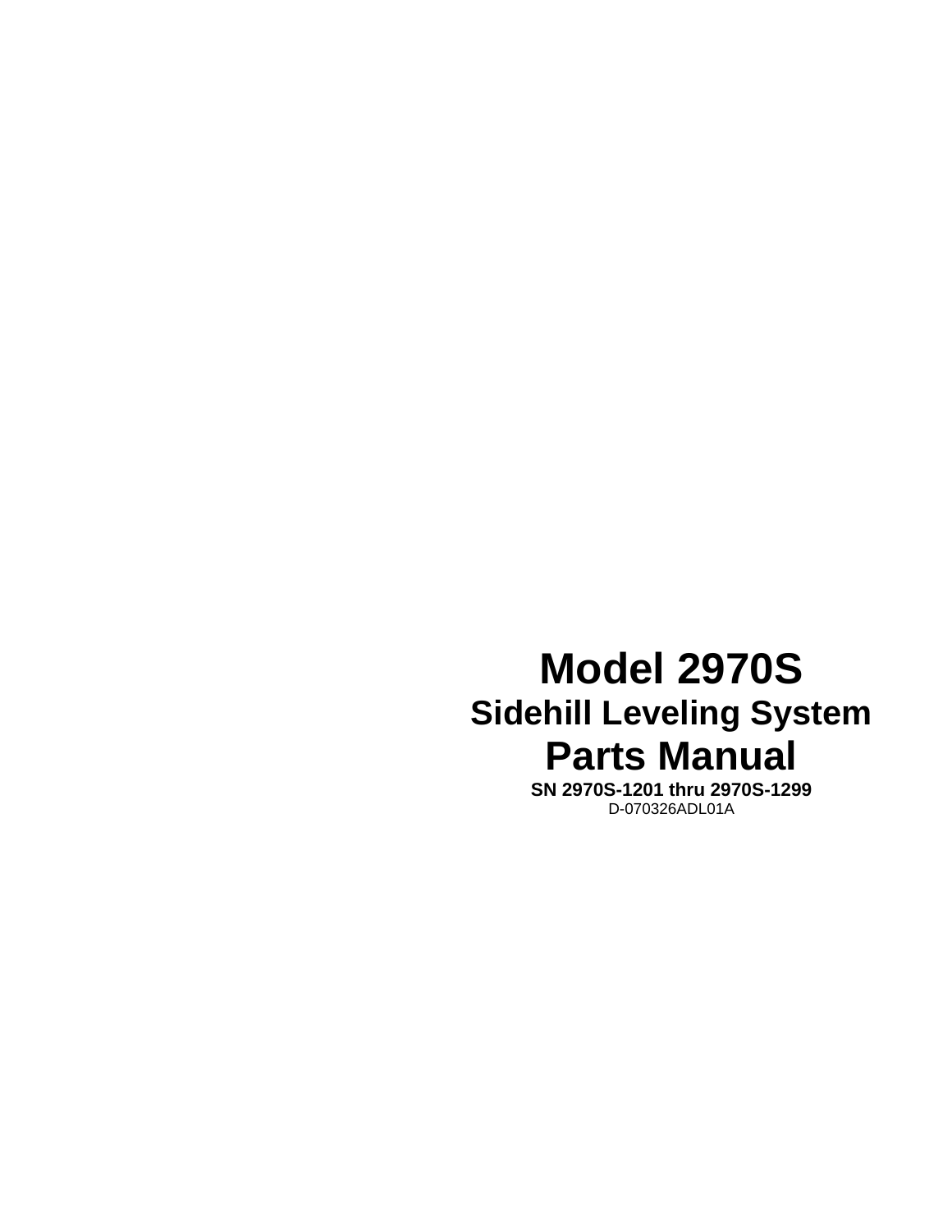# Model 2970S

## Sidehill Leveling System

# Parts Manual

**SN 2970S-1201 thru 2970S-1299**

D-070326ADL01A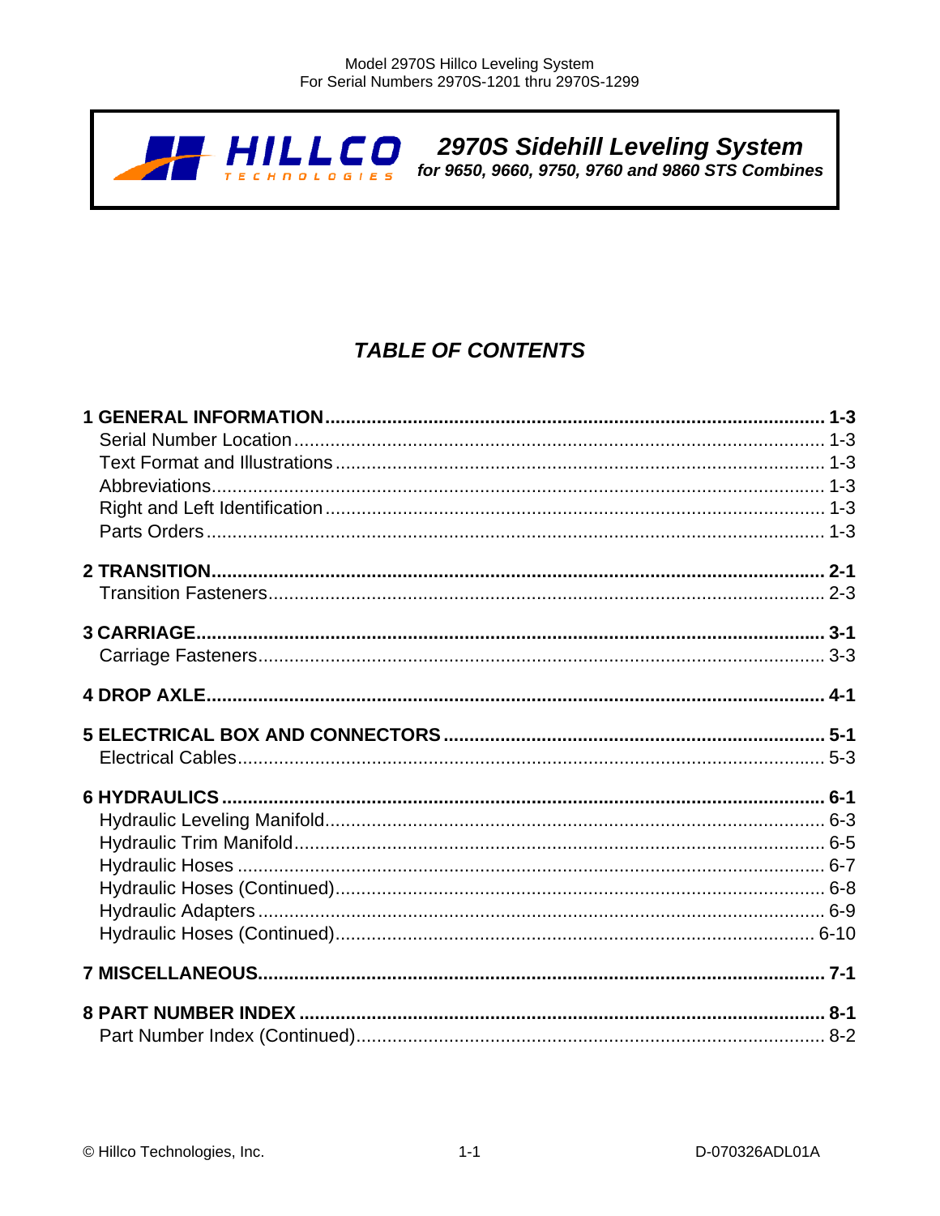**2970S Sidehill Leveling System**
*for 9650, 9660, 9750, 9760 and 9860 STS Combines*

# *TABLE OF CONTENTS*

**1 GENERAL INFORMATION ............ 1-3**
- Serial Number Location ............ 1-3
- Text Format and Illustrations ............ 1-3
- Abbreviations ............ 1-3
- Right and Left Identification ............ 1-3
- Parts Orders ............ 1-3

**2 TRANSITION ............ 2-1**
- Transition Fasteners ............ 2-3

**3 CARRIAGE ............ 3-1**
- Carriage Fasteners ............ 3-3

**4 DROP AXLE ............ 4-1**

**5 ELECTRICAL BOX AND CONNECTORS ............ 5-1**
- Electrical Cables ............ 5-3

**6 HYDRAULICS ............ 6-1**
- Hydraulic Leveling Manifold ............ 6-3
- Hydraulic Trim Manifold ............ 6-5
- Hydraulic Hoses ............ 6-7
- Hydraulic Hoses (Continued) ............ 6-8
- Hydraulic Adapters ............ 6-9
- Hydraulic Hoses (Continued) ............ 6-10

**7 MISCELLANEOUS ............ 7-1**

**8 PART NUMBER INDEX ............ 8-1**
- Part Number Index (Continued) ............ 8-2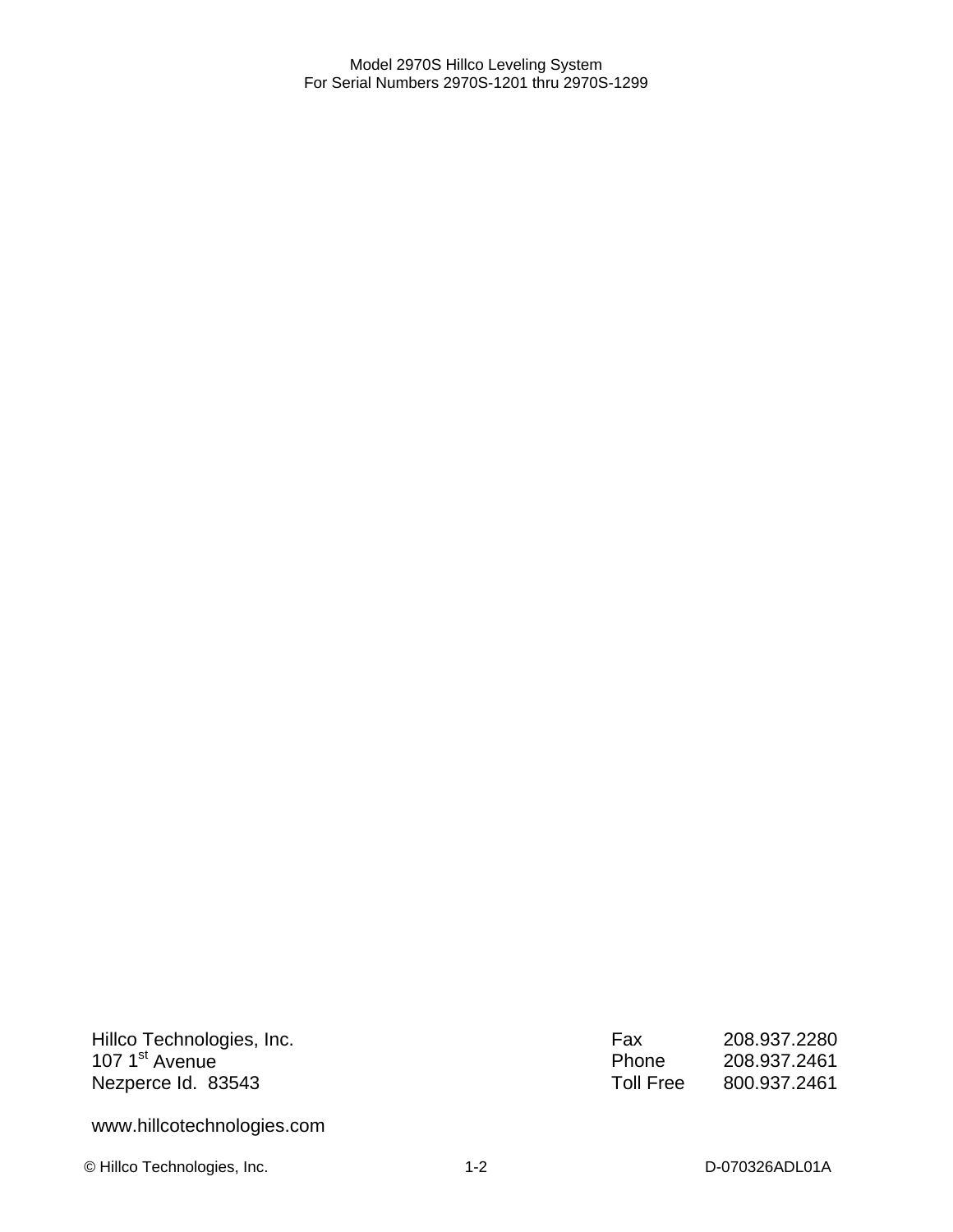Hillco Technologies, Inc.
107 1st Avenue
Nezperce Id. 83543

| | |
|---|---|
| Fax | 208.937.2280 |
| Phone | 208.937.2461 |
| Toll Free | 800.937.2461 |

www.hillcotechnologies.com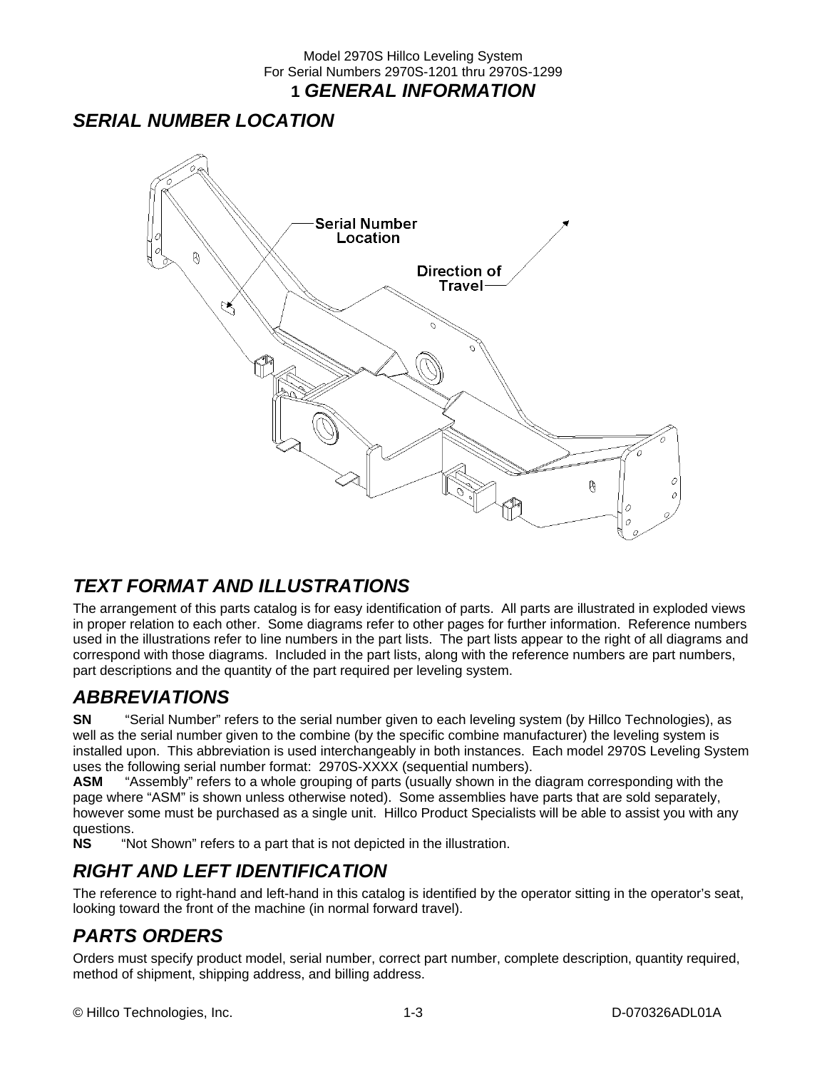# 1 *GENERAL INFORMATION*

## *SERIAL NUMBER LOCATION*

Serial Number Location

Direction of Travel

## *TEXT FORMAT AND ILLUSTRATIONS*

The arrangement of this parts catalog is for easy identification of parts. All parts are illustrated in exploded views in proper relation to each other. Some diagrams refer to other pages for further information. Reference numbers used in the illustrations refer to line numbers in the part lists. The part lists appear to the right of all diagrams and correspond with those diagrams. Included in the part lists, along with the reference numbers are part numbers, part descriptions and the quantity of the part required per leveling system.

## *ABBREVIATIONS*

**SN** "Serial Number" refers to the serial number given to each leveling system (by Hillco Technologies), as well as the serial number given to the combine (by the specific combine manufacturer) the leveling system is installed upon. This abbreviation is used interchangeably in both instances. Each model 2970S Leveling System uses the following serial number format: 2970S-XXXX (sequential numbers).

**ASM** "Assembly" refers to a whole grouping of parts (usually shown in the diagram corresponding with the page where "ASM" is shown unless otherwise noted). Some assemblies have parts that are sold separately, however some must be purchased as a single unit. Hillco Product Specialists will be able to assist you with any questions.

**NS** "Not Shown" refers to a part that is not depicted in the illustration.

## *RIGHT AND LEFT IDENTIFICATION*

The reference to right-hand and left-hand in this catalog is identified by the operator sitting in the operator's seat, looking toward the front of the machine (in normal forward travel).

## *PARTS ORDERS*

Orders must specify product model, serial number, correct part number, complete description, quantity required, method of shipment, shipping address, and billing address.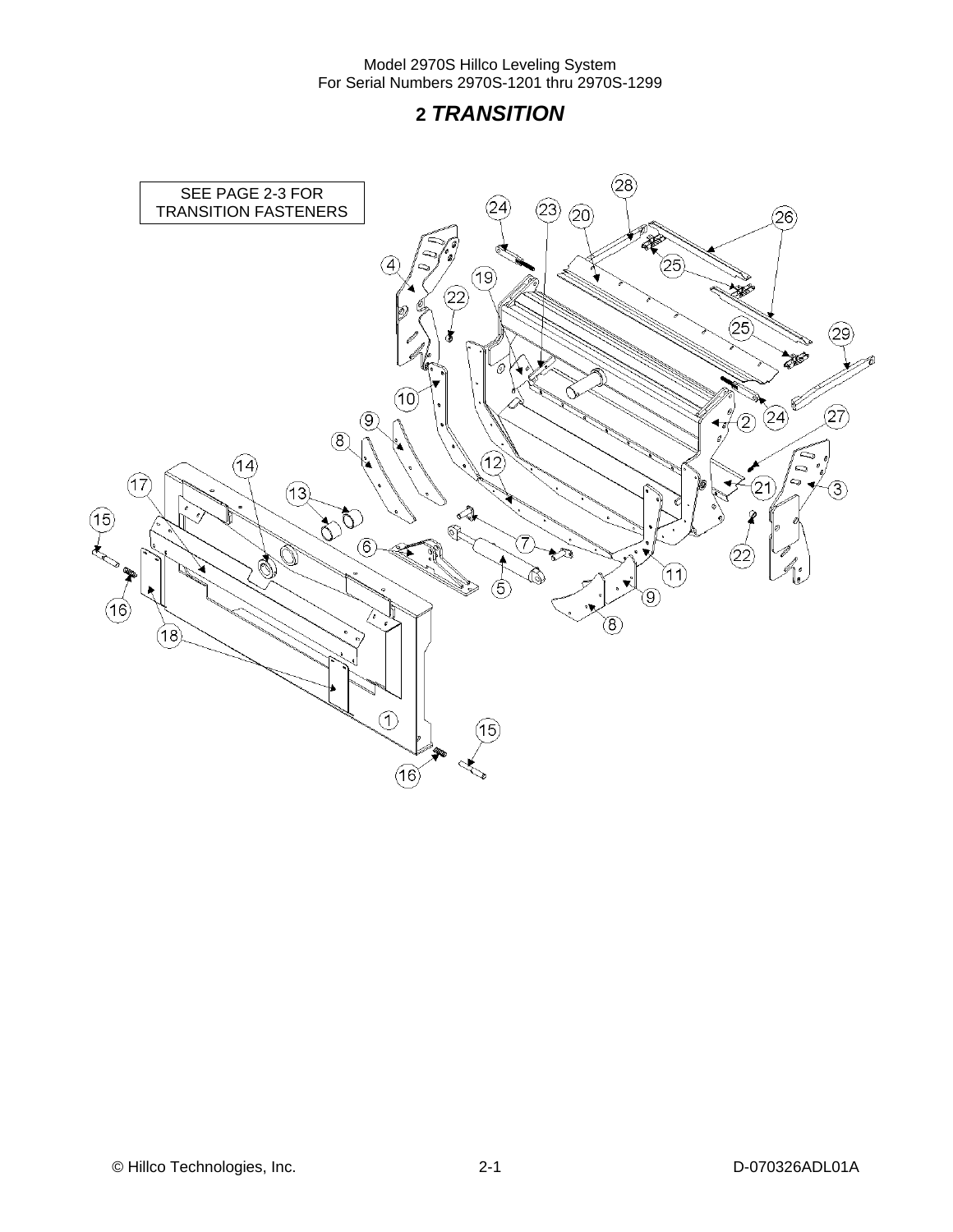# 2 *TRANSITION*

SEE PAGE 2-3 FOR TRANSITION FASTENERS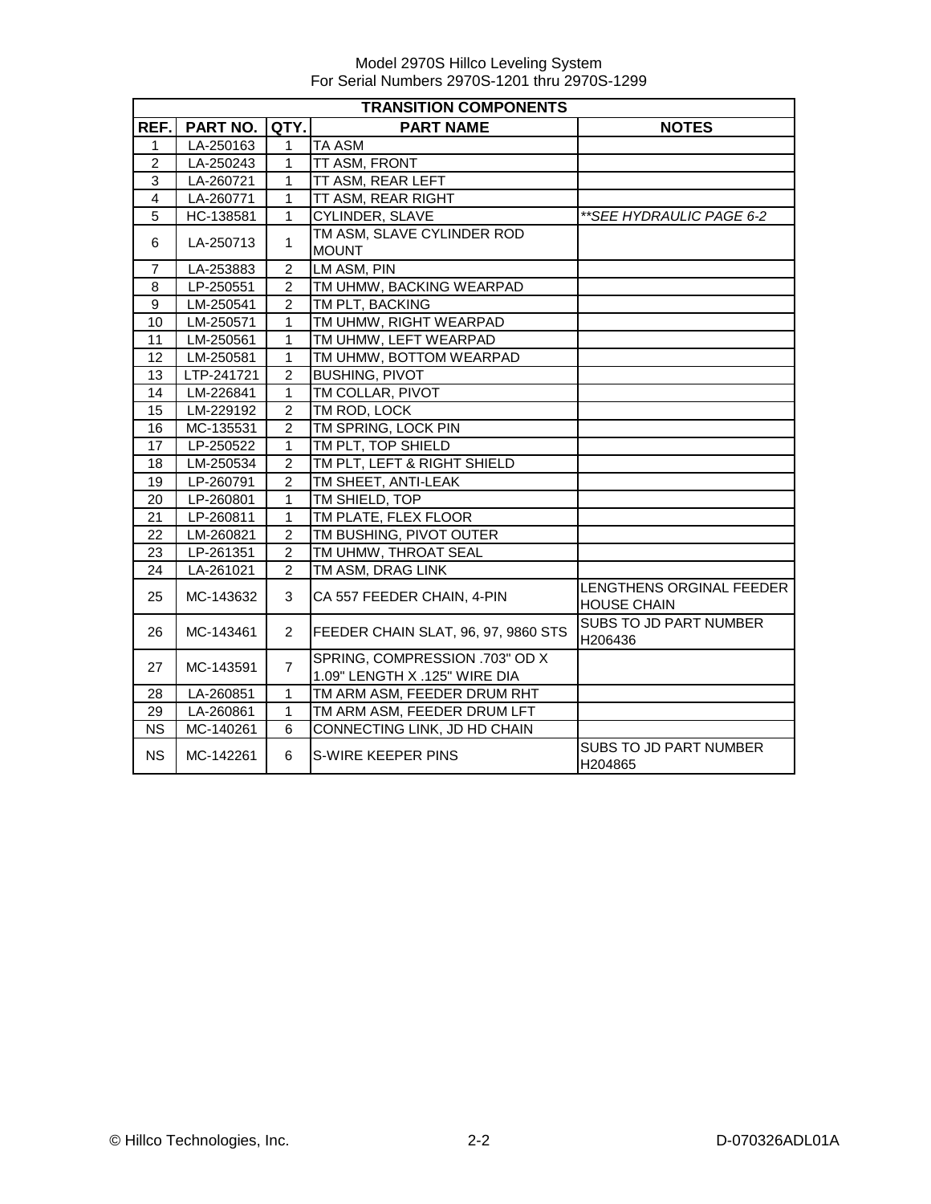Model 2970S Hillco Leveling System
For Serial Numbers 2970S-1201 thru 2970S-1299

| TRANSITION COMPONENTS | | | | |
|---|---|---|---|---|
| REF. | PART NO. | QTY. | PART NAME | NOTES |
| 1 | LA-250163 | 1 | TA ASM | |
| 2 | LA-250243 | 1 | TT ASM, FRONT | |
| 3 | LA-260721 | 1 | TT ASM, REAR LEFT | |
| 4 | LA-260771 | 1 | TT ASM, REAR RIGHT | |
| 5 | HC-138581 | 1 | CYLINDER, SLAVE | *\*\*SEE HYDRAULIC PAGE 6-2* |
| 6 | LA-250713 | 1 | TM ASM, SLAVE CYLINDER ROD MOUNT | |
| 7 | LA-253883 | 2 | LM ASM, PIN | |
| 8 | LP-250551 | 2 | TM UHMW, BACKING WEARPAD | |
| 9 | LM-250541 | 2 | TM PLT, BACKING | |
| 10 | LM-250571 | 1 | TM UHMW, RIGHT WEARPAD | |
| 11 | LM-250561 | 1 | TM UHMW, LEFT WEARPAD | |
| 12 | LM-250581 | 1 | TM UHMW, BOTTOM WEARPAD | |
| 13 | LTP-241721 | 2 | BUSHING, PIVOT | |
| 14 | LM-226841 | 1 | TM COLLAR, PIVOT | |
| 15 | LM-229192 | 2 | TM ROD, LOCK | |
| 16 | MC-135531 | 2 | TM SPRING, LOCK PIN | |
| 17 | LP-250522 | 1 | TM PLT, TOP SHIELD | |
| 18 | LM-250534 | 2 | TM PLT, LEFT & RIGHT SHIELD | |
| 19 | LP-260791 | 2 | TM SHEET, ANTI-LEAK | |
| 20 | LP-260801 | 1 | TM SHIELD, TOP | |
| 21 | LP-260811 | 1 | TM PLATE, FLEX FLOOR | |
| 22 | LM-260821 | 2 | TM BUSHING, PIVOT OUTER | |
| 23 | LP-261351 | 2 | TM UHMW, THROAT SEAL | |
| 24 | LA-261021 | 2 | TM ASM, DRAG LINK | |
| 25 | MC-143632 | 3 | CA 557 FEEDER CHAIN, 4-PIN | LENGTHENS ORGINAL FEEDER HOUSE CHAIN |
| 26 | MC-143461 | 2 | FEEDER CHAIN SLAT, 96, 97, 9860 STS | SUBS TO JD PART NUMBER H206436 |
| 27 | MC-143591 | 7 | SPRING, COMPRESSION .703" OD X 1.09" LENGTH X .125" WIRE DIA | |
| 28 | LA-260851 | 1 | TM ARM ASM, FEEDER DRUM RHT | |
| 29 | LA-260861 | 1 | TM ARM ASM, FEEDER DRUM LFT | |
| NS | MC-140261 | 6 | CONNECTING LINK, JD HD CHAIN | |
| NS | MC-142261 | 6 | S-WIRE KEEPER PINS | SUBS TO JD PART NUMBER H204865 |

© Hillco Technologies, Inc. 2-2 D-070326ADL01A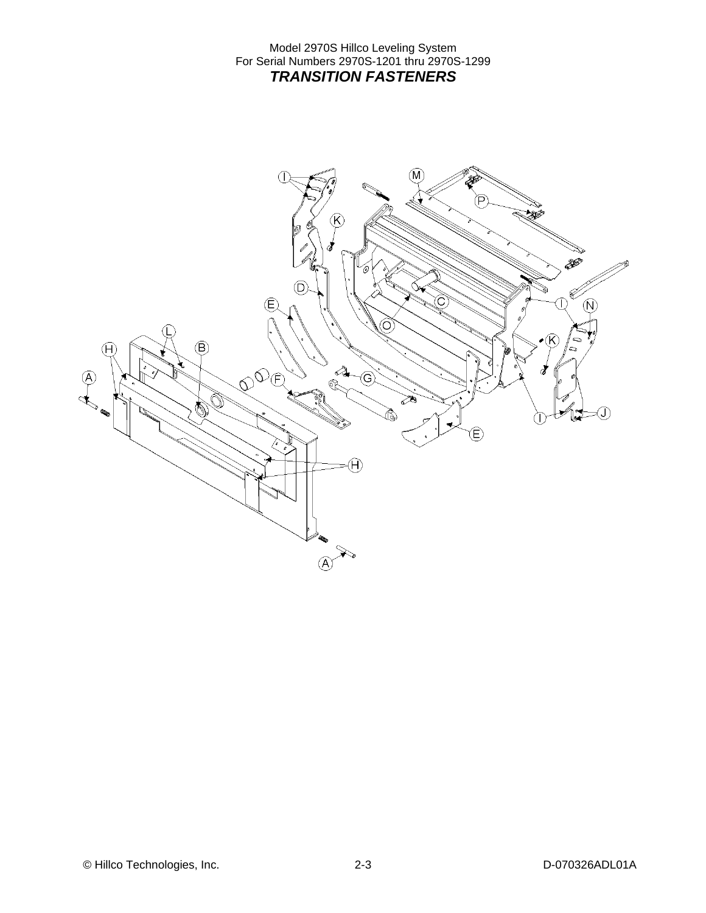Model 2970S Hillco Leveling System
For Serial Numbers 2970S-1201 thru 2970S-1299

## *TRANSITION FASTENERS*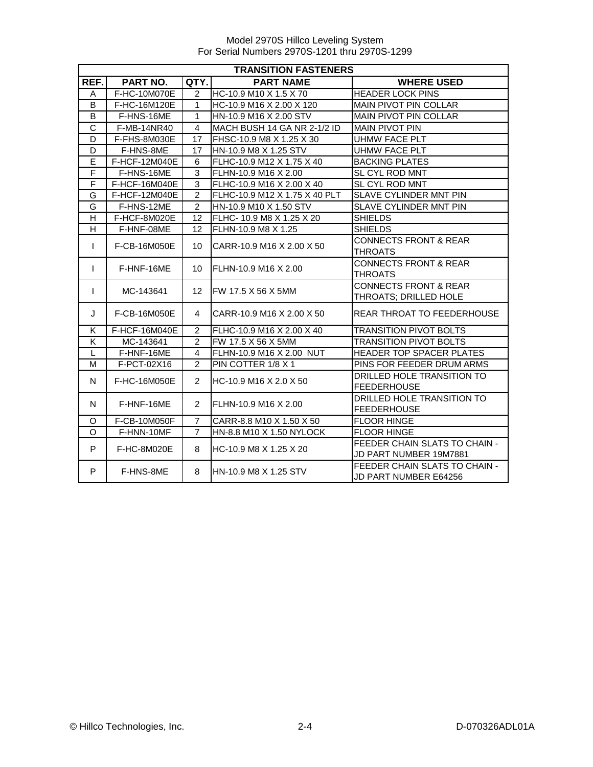| TRANSITION FASTENERS | | | | |
|---|---|---|---|---|
| REF. | PART NO. | QTY. | PART NAME | WHERE USED |
| A | F-HC-10M070E | 2 | HC-10.9 M10 X 1.5 X 70 | HEADER LOCK PINS |
| B | F-HC-16M120E | 1 | HC-10.9 M16 X 2.00 X 120 | MAIN PIVOT PIN COLLAR |
| B | F-HNS-16ME | 1 | HN-10.9 M16 X 2.00 STV | MAIN PIVOT PIN COLLAR |
| C | F-MB-14NR40 | 4 | MACH BUSH 14 GA NR 2-1/2 ID | MAIN PIVOT PIN |
| D | F-FHS-8M030E | 17 | FHSC-10.9 M8 X 1.25 X 30 | UHMW FACE PLT |
| D | F-HNS-8ME | 17 | HN-10.9 M8 X 1.25 STV | UHMW FACE PLT |
| E | F-HCF-12M040E | 6 | FLHC-10.9 M12 X 1.75 X 40 | BACKING PLATES |
| F | F-HNS-16ME | 3 | FLHN-10.9 M16 X 2.00 | SL CYL ROD MNT |
| F | F-HCF-16M040E | 3 | FLHC-10.9 M16 X 2.00 X 40 | SL CYL ROD MNT |
| G | F-HCF-12M040E | 2 | FLHC-10.9 M12 X 1.75 X 40 PLT | SLAVE CYLINDER MNT PIN |
| G | F-HNS-12ME | 2 | HN-10.9 M10 X 1.50 STV | SLAVE CYLINDER MNT PIN |
| H | F-HCF-8M020E | 12 | FLHC- 10.9 M8 X 1.25 X 20 | SHIELDS |
| H | F-HNF-08ME | 12 | FLHN-10.9 M8 X 1.25 | SHIELDS |
| I | F-CB-16M050E | 10 | CARR-10.9 M16 X 2.00 X 50 | CONNECTS FRONT & REAR THROATS |
| I | F-HNF-16ME | 10 | FLHN-10.9 M16 X 2.00 | CONNECTS FRONT & REAR THROATS |
| I | MC-143641 | 12 | FW 17.5 X 56 X 5MM | CONNECTS FRONT & REAR THROATS; DRILLED HOLE |
| J | F-CB-16M050E | 4 | CARR-10.9 M16 X 2.00 X 50 | REAR THROAT TO FEEDERHOUSE |
| K | F-HCF-16M040E | 2 | FLHC-10.9 M16 X 2.00 X 40 | TRANSITION PIVOT BOLTS |
| K | MC-143641 | 2 | FW 17.5 X 56 X 5MM | TRANSITION PIVOT BOLTS |
| L | F-HNF-16ME | 4 | FLHN-10.9 M16 X 2.00 NUT | HEADER TOP SPACER PLATES |
| M | F-PCT-02X16 | 2 | PIN COTTER 1/8 X 1 | PINS FOR FEEDER DRUM ARMS |
| N | F-HC-16M050E | 2 | HC-10.9 M16 X 2.0 X 50 | DRILLED HOLE TRANSITION TO FEEDERHOUSE |
| N | F-HNF-16ME | 2 | FLHN-10.9 M16 X 2.00 | DRILLED HOLE TRANSITION TO FEEDERHOUSE |
| O | F-CB-10M050F | 7 | CARR-8.8 M10 X 1.50 X 50 | FLOOR HINGE |
| O | F-HNN-10MF | 7 | HN-8.8 M10 X 1.50 NYLOCK | FLOOR HINGE |
| P | F-HC-8M020E | 8 | HC-10.9 M8 X 1.25 X 20 | FEEDER CHAIN SLATS TO CHAIN - JD PART NUMBER 19M7881 |
| P | F-HNS-8ME | 8 | HN-10.9 M8 X 1.25 STV | FEEDER CHAIN SLATS TO CHAIN - JD PART NUMBER E64256 |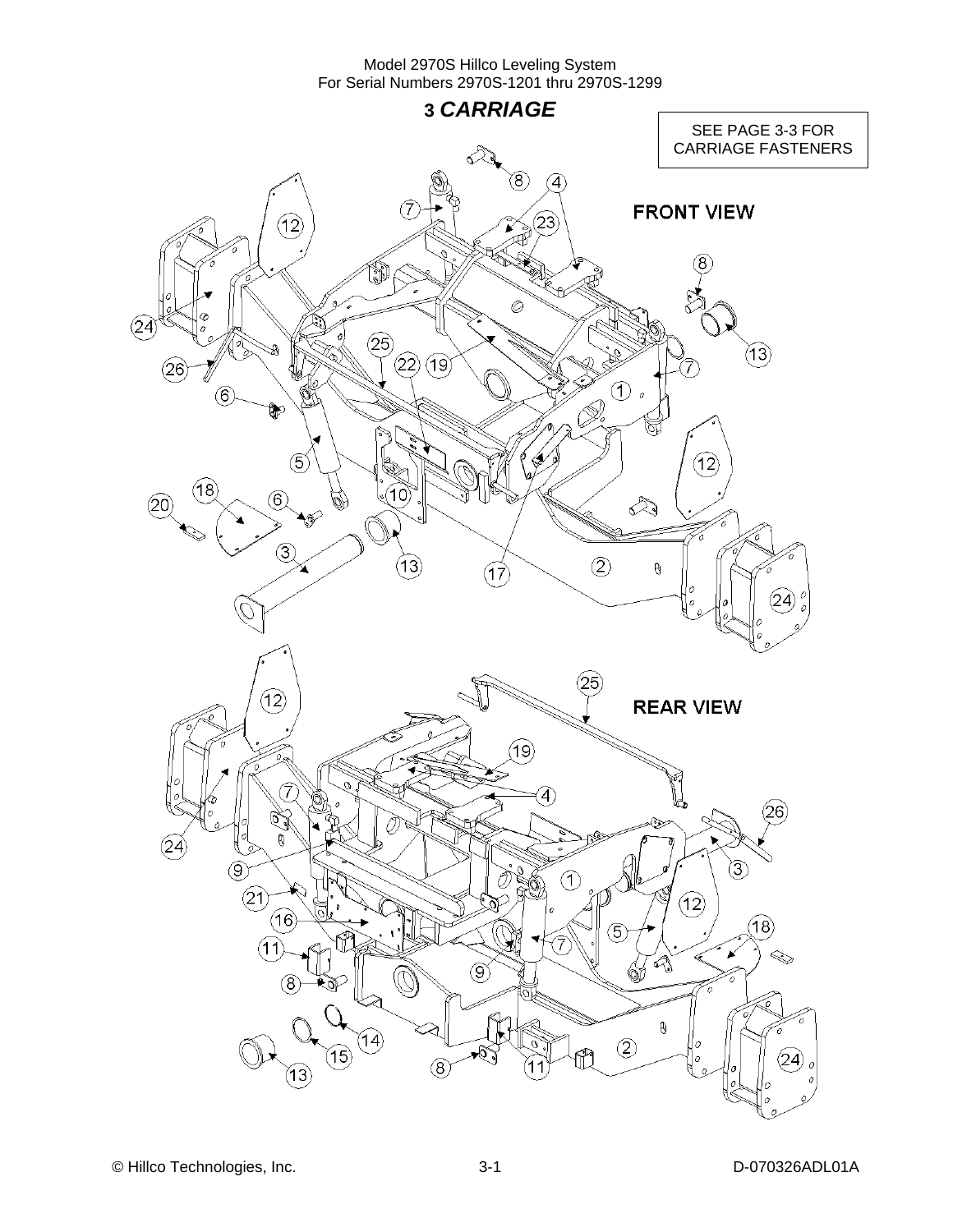# 3 *CARRIAGE*

SEE PAGE 3-3 FOR CARRIAGE FASTENERS

FRONT VIEW

REAR VIEW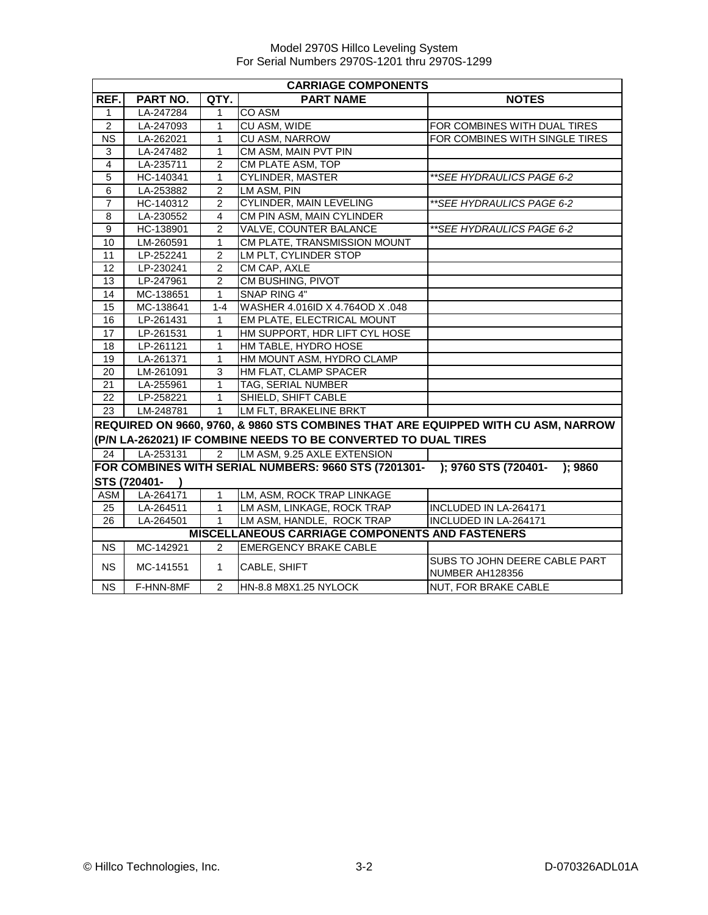| CARRIAGE COMPONENTS | | | | |
|---|---|---|---|---|
| **REF.** | **PART NO.** | **QTY.** | **PART NAME** | **NOTES** |
| 1 | LA-247284 | 1 | CO ASM | |
| 2 | LA-247093 | 1 | CU ASM, WIDE | FOR COMBINES WITH DUAL TIRES |
| NS | LA-262021 | 1 | CU ASM, NARROW | FOR COMBINES WITH SINGLE TIRES |
| 3 | LA-247482 | 1 | CM ASM, MAIN PVT PIN | |
| 4 | LA-235711 | 2 | CM PLATE ASM, TOP | |
| 5 | HC-140341 | 1 | CYLINDER, MASTER | *\*\*SEE HYDRAULICS PAGE 6-2* |
| 6 | LA-253882 | 2 | LM ASM, PIN | |
| 7 | HC-140312 | 2 | CYLINDER, MAIN LEVELING | *\*\*SEE HYDRAULICS PAGE 6-2* |
| 8 | LA-230552 | 4 | CM PIN ASM, MAIN CYLINDER | |
| 9 | HC-138901 | 2 | VALVE, COUNTER BALANCE | *\*\*SEE HYDRAULICS PAGE 6-2* |
| 10 | LM-260591 | 1 | CM PLATE, TRANSMISSION MOUNT | |
| 11 | LP-252241 | 2 | LM PLT, CYLINDER STOP | |
| 12 | LP-230241 | 2 | CM CAP, AXLE | |
| 13 | LP-247961 | 2 | CM BUSHING, PIVOT | |
| 14 | MC-138651 | 1 | SNAP RING 4" | |
| 15 | MC-138641 | 1-4 | WASHER 4.016ID X 4.764OD X .048 | |
| 16 | LP-261431 | 1 | EM PLATE, ELECTRICAL MOUNT | |
| 17 | LP-261531 | 1 | HM SUPPORT, HDR LIFT CYL HOSE | |
| 18 | LP-261121 | 1 | HM TABLE, HYDRO HOSE | |
| 19 | LA-261371 | 1 | HM MOUNT ASM, HYDRO CLAMP | |
| 20 | LM-261091 | 3 | HM FLAT, CLAMP SPACER | |
| 21 | LA-255961 | 1 | TAG, SERIAL NUMBER | |
| 22 | LP-258221 | 1 | SHIELD, SHIFT CABLE | |
| 23 | LM-248781 | 1 | LM FLT, BRAKELINE BRKT | |
| **REQUIRED ON 9660, 9760, & 9860 STS COMBINES THAT ARE EQUIPPED WITH CU ASM, NARROW (P/N LA-262021) IF COMBINE NEEDS TO BE CONVERTED TO DUAL TIRES** | | | | |
| 24 | LA-253131 | 2 | LM ASM, 9.25 AXLE EXTENSION | |
| **FOR COMBINES WITH SERIAL NUMBERS: 9660 STS (7201301- ); 9760 STS (720401- ); 9860 STS (720401- )** | | | | |
| ASM | LA-264171 | 1 | LM, ASM, ROCK TRAP LINKAGE | |
| 25 | LA-264511 | 1 | LM ASM, LINKAGE, ROCK TRAP | INCLUDED IN LA-264171 |
| 26 | LA-264501 | 1 | LM ASM, HANDLE, ROCK TRAP | INCLUDED IN LA-264171 |
| **MISCELLANEOUS CARRIAGE COMPONENTS AND FASTENERS** | | | | |
| NS | MC-142921 | 2 | EMERGENCY BRAKE CABLE | |
| NS | MC-141551 | 1 | CABLE, SHIFT | SUBS TO JOHN DEERE CABLE PART NUMBER AH128356 |
| NS | F-HNN-8MF | 2 | HN-8.8 M8X1.25 NYLOCK | NUT, FOR BRAKE CABLE |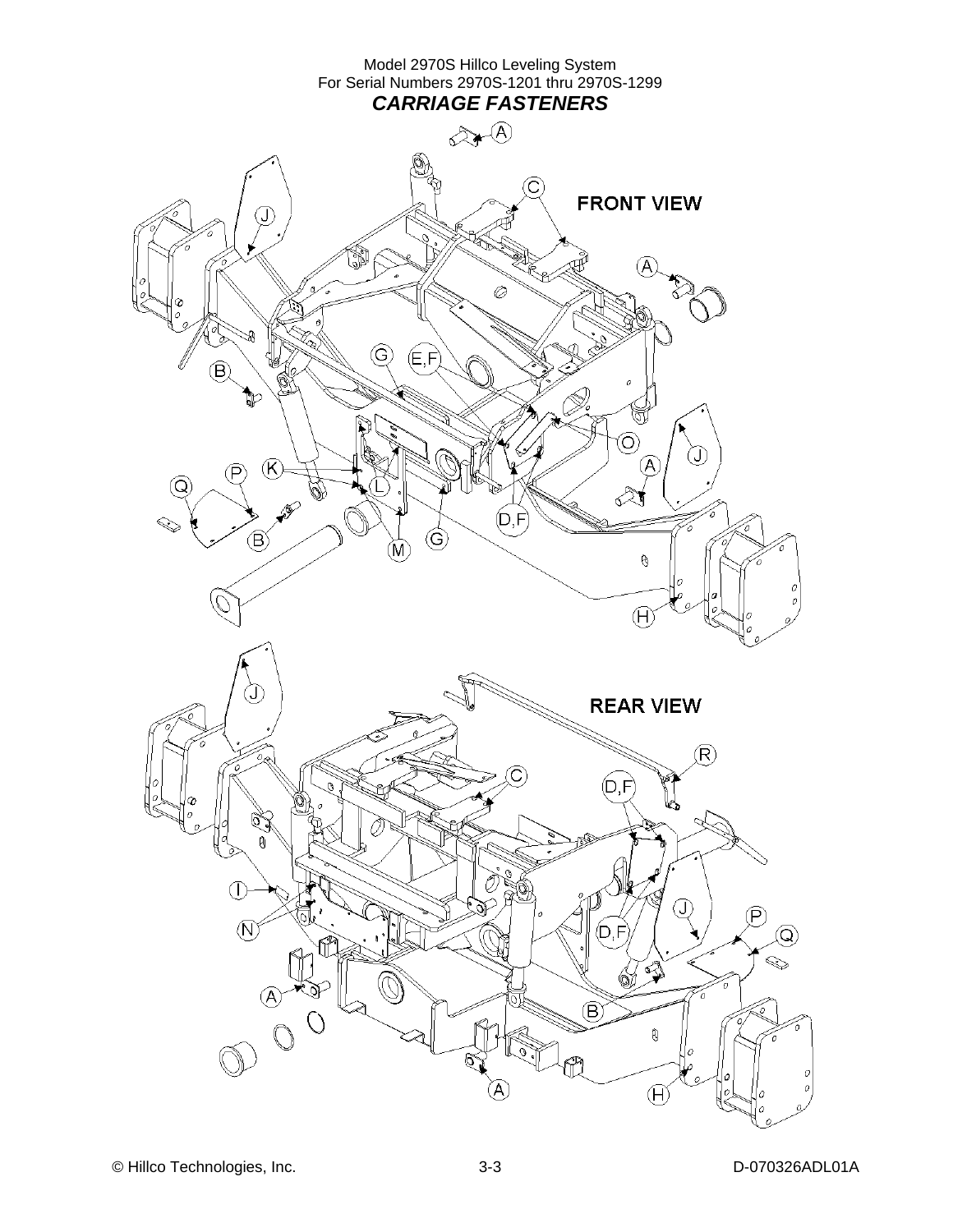Model 2970S Hillco Leveling System
For Serial Numbers 2970S-1201 thru 2970S-1299

# *CARRIAGE FASTENERS*

FRONT VIEW

REAR VIEW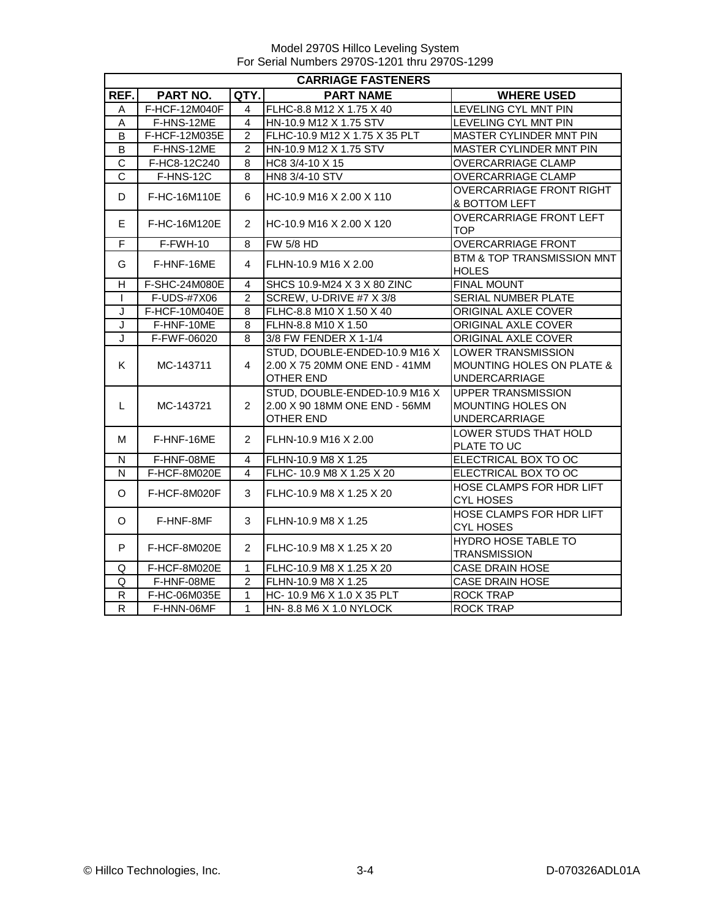Model 2970S Hillco Leveling System
For Serial Numbers 2970S-1201 thru 2970S-1299

| CARRIAGE FASTENERS | | | | |
|---|---|---|---|---|
| REF. | PART NO. | QTY. | PART NAME | WHERE USED |
| A | F-HCF-12M040F | 4 | FLHC-8.8 M12 X 1.75 X 40 | LEVELING CYL MNT PIN |
| A | F-HNS-12ME | 4 | HN-10.9 M12 X 1.75 STV | LEVELING CYL MNT PIN |
| B | F-HCF-12M035E | 2 | FLHC-10.9 M12 X 1.75 X 35 PLT | MASTER CYLINDER MNT PIN |
| B | F-HNS-12ME | 2 | HN-10.9 M12 X 1.75 STV | MASTER CYLINDER MNT PIN |
| C | F-HC8-12C240 | 8 | HC8 3/4-10 X 15 | OVERCARRIAGE CLAMP |
| C | F-HNS-12C | 8 | HN8 3/4-10 STV | OVERCARRIAGE CLAMP |
| D | F-HC-16M110E | 6 | HC-10.9 M16 X 2.00 X 110 | OVERCARRIAGE FRONT RIGHT & BOTTOM LEFT |
| E | F-HC-16M120E | 2 | HC-10.9 M16 X 2.00 X 120 | OVERCARRIAGE FRONT LEFT TOP |
| F | F-FWH-10 | 8 | FW 5/8 HD | OVERCARRIAGE FRONT |
| G | F-HNF-16ME | 4 | FLHN-10.9 M16 X 2.00 | BTM & TOP TRANSMISSION MNT HOLES |
| H | F-SHC-24M080E | 4 | SHCS 10.9-M24 X 3 X 80 ZINC | FINAL MOUNT |
| I | F-UDS-#7X06 | 2 | SCREW, U-DRIVE #7 X 3/8 | SERIAL NUMBER PLATE |
| J | F-HCF-10M040E | 8 | FLHC-8.8 M10 X 1.50 X 40 | ORIGINAL AXLE COVER |
| J | F-HNF-10ME | 8 | FLHN-8.8 M10 X 1.50 | ORIGINAL AXLE COVER |
| J | F-FWF-06020 | 8 | 3/8 FW FENDER X 1-1/4 | ORIGINAL AXLE COVER |
| K | MC-143711 | 4 | STUD, DOUBLE-ENDED-10.9 M16 X 2.00 X 75 20MM ONE END - 41MM OTHER END | LOWER TRANSMISSION MOUNTING HOLES ON PLATE & UNDERCARRIAGE |
| L | MC-143721 | 2 | STUD, DOUBLE-ENDED-10.9 M16 X 2.00 X 90 18MM ONE END - 56MM OTHER END | UPPER TRANSMISSION MOUNTING HOLES ON UNDERCARRIAGE |
| M | F-HNF-16ME | 2 | FLHN-10.9 M16 X 2.00 | LOWER STUDS THAT HOLD PLATE TO UC |
| N | F-HNF-08ME | 4 | FLHN-10.9 M8 X 1.25 | ELECTRICAL BOX TO OC |
| N | F-HCF-8M020E | 4 | FLHC- 10.9 M8 X 1.25 X 20 | ELECTRICAL BOX TO OC |
| O | F-HCF-8M020F | 3 | FLHC-10.9 M8 X 1.25 X 20 | HOSE CLAMPS FOR HDR LIFT CYL HOSES |
| O | F-HNF-8MF | 3 | FLHN-10.9 M8 X 1.25 | HOSE CLAMPS FOR HDR LIFT CYL HOSES |
| P | F-HCF-8M020E | 2 | FLHC-10.9 M8 X 1.25 X 20 | HYDRO HOSE TABLE TO TRANSMISSION |
| Q | F-HCF-8M020E | 1 | FLHC-10.9 M8 X 1.25 X 20 | CASE DRAIN HOSE |
| Q | F-HNF-08ME | 2 | FLHN-10.9 M8 X 1.25 | CASE DRAIN HOSE |
| R | F-HC-06M035E | 1 | HC- 10.9 M6 X 1.0 X 35 PLT | ROCK TRAP |
| R | F-HNN-06MF | 1 | HN- 8.8 M6 X 1.0 NYLOCK | ROCK TRAP |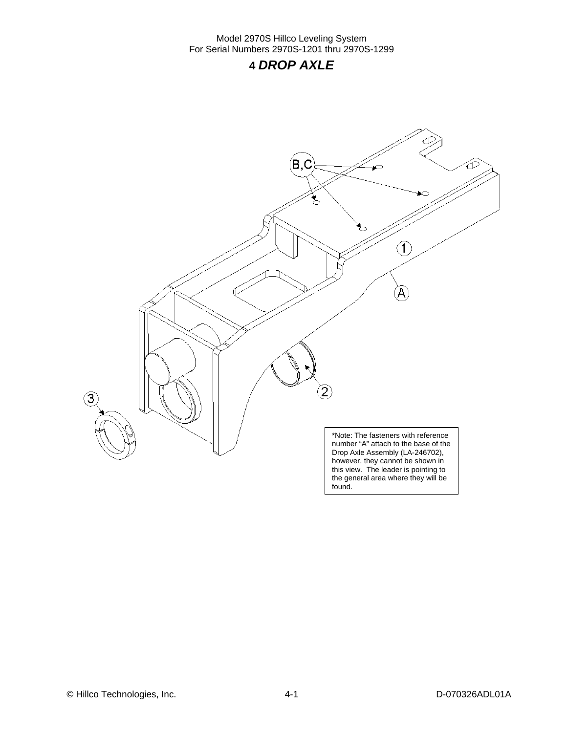# 4 *DROP AXLE*

*Note: The fasteners with reference number "A" attach to the base of the Drop Axle Assembly (LA-246702), however, they cannot be shown in this view. The leader is pointing to the general area where they will be found.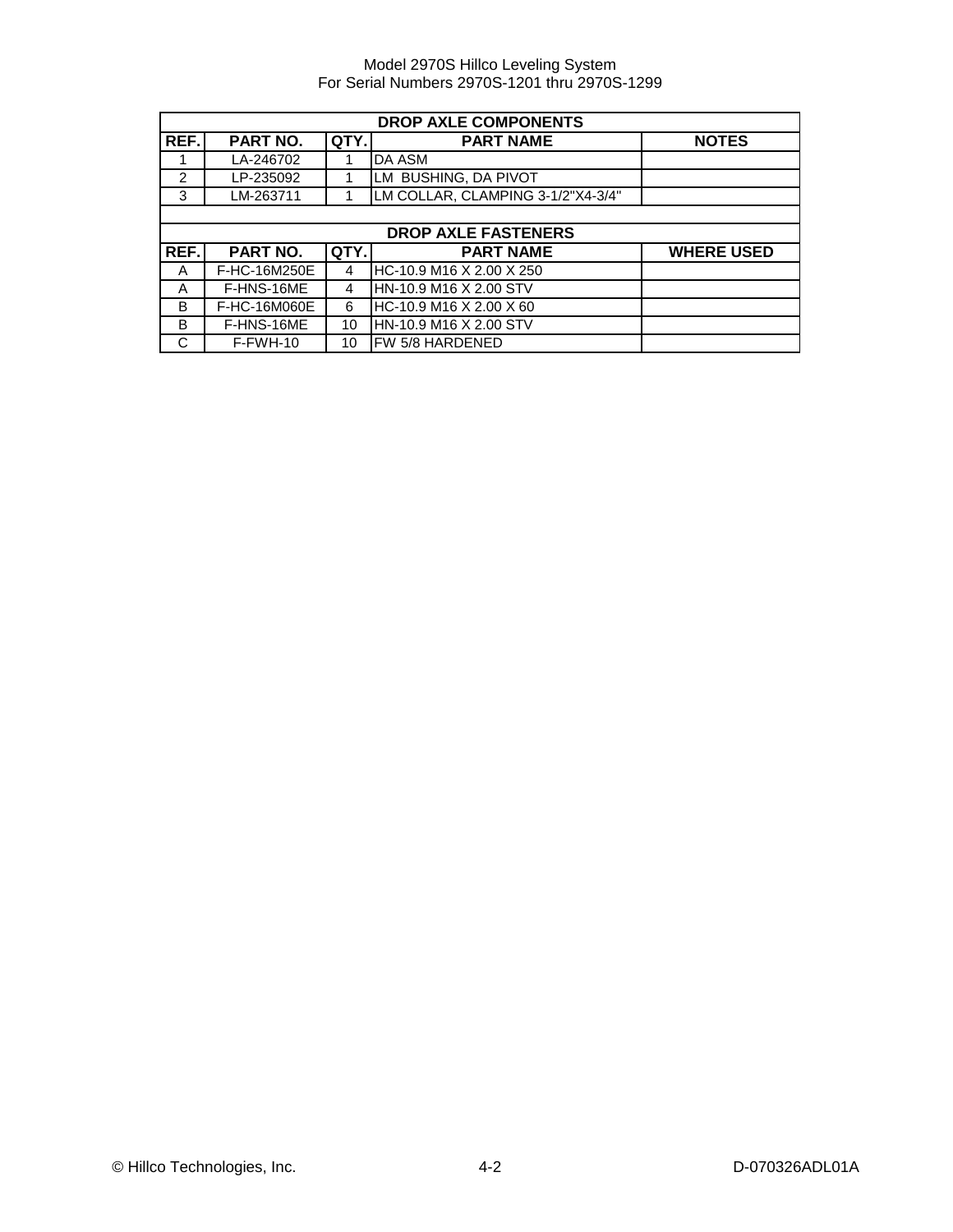| DROP AXLE COMPONENTS | | | | |
|---|---|---|---|---|
| REF. | PART NO. | QTY. | PART NAME | NOTES |
| 1 | LA-246702 | 1 | DA ASM | |
| 2 | LP-235092 | 1 | LM BUSHING, DA PIVOT | |
| 3 | LM-263711 | 1 | LM COLLAR, CLAMPING 3-1/2"X4-3/4" | |

| DROP AXLE FASTENERS | | | | |
|---|---|---|---|---|
| REF. | PART NO. | QTY. | PART NAME | WHERE USED |
| A | F-HC-16M250E | 4 | HC-10.9 M16 X 2.00 X 250 | |
| A | F-HNS-16ME | 4 | HN-10.9 M16 X 2.00 STV | |
| B | F-HC-16M060E | 6 | HC-10.9 M16 X 2.00 X 60 | |
| B | F-HNS-16ME | 10 | HN-10.9 M16 X 2.00 STV | |
| C | F-FWH-10 | 10 | FW 5/8 HARDENED | |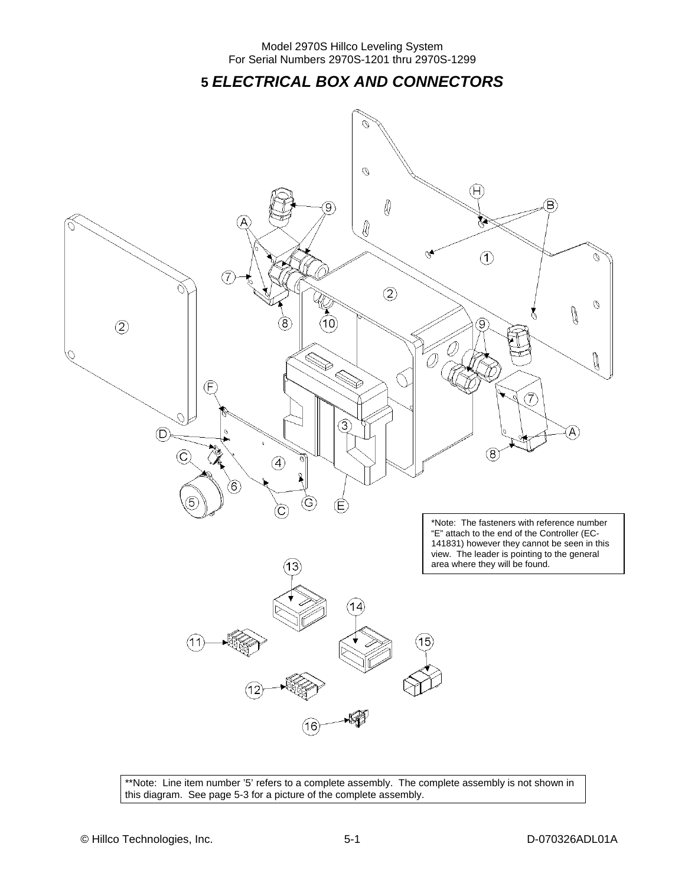# 5 *ELECTRICAL BOX AND CONNECTORS*

*Note: The fasteners with reference number "E" attach to the end of the Controller (EC-141831) however they cannot be seen in this view. The leader is pointing to the general area where they will be found.

**Note: Line item number '5' refers to a complete assembly. The complete assembly is not shown in this diagram. See page 5-3 for a picture of the complete assembly.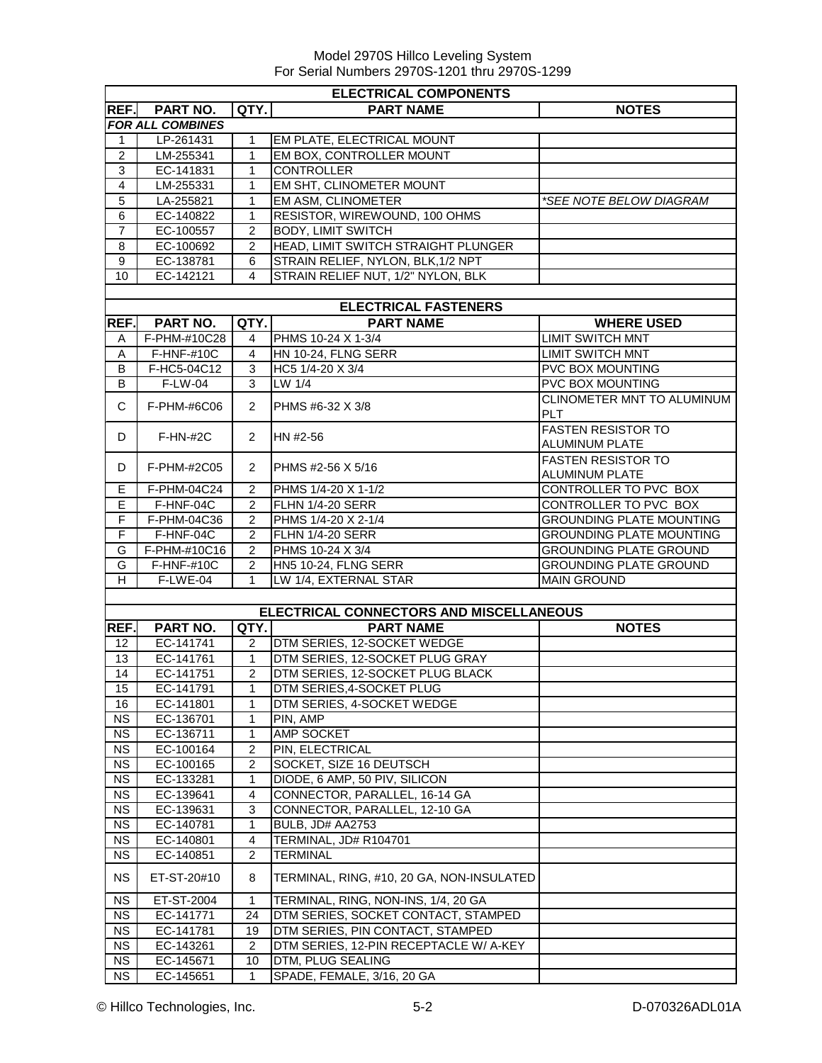Model 2970S Hillco Leveling System
For Serial Numbers 2970S-1201 thru 2970S-1299

## ELECTRICAL COMPONENTS

| REF. | PART NO. | QTY. | PART NAME | NOTES |
|---|---|---|---|---|
| ***FOR ALL COMBINES*** | | | | |
| 1 | LP-261431 | 1 | EM PLATE, ELECTRICAL MOUNT | |
| 2 | LM-255341 | 1 | EM BOX, CONTROLLER MOUNT | |
| 3 | EC-141831 | 1 | CONTROLLER | |
| 4 | LM-255331 | 1 | EM SHT, CLINOMETER MOUNT | |
| 5 | LA-255821 | 1 | EM ASM, CLINOMETER | *\*SEE NOTE BELOW DIAGRAM* |
| 6 | EC-140822 | 1 | RESISTOR, WIREWOUND, 100 OHMS | |
| 7 | EC-100557 | 2 | BODY, LIMIT SWITCH | |
| 8 | EC-100692 | 2 | HEAD, LIMIT SWITCH STRAIGHT PLUNGER | |
| 9 | EC-138781 | 6 | STRAIN RELIEF, NYLON, BLK,1/2 NPT | |
| 10 | EC-142121 | 4 | STRAIN RELIEF NUT, 1/2" NYLON, BLK | |

## ELECTRICAL FASTENERS

| REF. | PART NO. | QTY. | PART NAME | WHERE USED |
|---|---|---|---|---|
| A | F-PHM-#10C28 | 4 | PHMS 10-24 X 1-3/4 | LIMIT SWITCH MNT |
| A | F-HNF-#10C | 4 | HN 10-24, FLNG SERR | LIMIT SWITCH MNT |
| B | F-HC5-04C12 | 3 | HC5 1/4-20 X 3/4 | PVC BOX MOUNTING |
| B | F-LW-04 | 3 | LW 1/4 | PVC BOX MOUNTING |
| C | F-PHM-#6C06 | 2 | PHMS #6-32 X 3/8 | CLINOMETER MNT TO ALUMINUM PLT |
| D | F-HN-#2C | 2 | HN #2-56 | FASTEN RESISTOR TO ALUMINUM PLATE |
| D | F-PHM-#2C05 | 2 | PHMS #2-56 X 5/16 | FASTEN RESISTOR TO ALUMINUM PLATE |
| E | F-PHM-04C24 | 2 | PHMS 1/4-20 X 1-1/2 | CONTROLLER TO PVC BOX |
| E | F-HNF-04C | 2 | FLHN 1/4-20 SERR | CONTROLLER TO PVC BOX |
| F | F-PHM-04C36 | 2 | PHMS 1/4-20 X 2-1/4 | GROUNDING PLATE MOUNTING |
| F | F-HNF-04C | 2 | FLHN 1/4-20 SERR | GROUNDING PLATE MOUNTING |
| G | F-PHM-#10C16 | 2 | PHMS 10-24 X 3/4 | GROUNDING PLATE GROUND |
| G | F-HNF-#10C | 2 | HN5 10-24, FLNG SERR | GROUNDING PLATE GROUND |
| H | F-LWE-04 | 1 | LW 1/4, EXTERNAL STAR | MAIN GROUND |

## ELECTRICAL CONNECTORS AND MISCELLANEOUS

| REF. | PART NO. | QTY. | PART NAME | NOTES |
|---|---|---|---|---|
| 12 | EC-141741 | 2 | DTM SERIES, 12-SOCKET WEDGE | |
| 13 | EC-141761 | 1 | DTM SERIES, 12-SOCKET PLUG GRAY | |
| 14 | EC-141751 | 2 | DTM SERIES, 12-SOCKET PLUG BLACK | |
| 15 | EC-141791 | 1 | DTM SERIES,4-SOCKET PLUG | |
| 16 | EC-141801 | 1 | DTM SERIES, 4-SOCKET WEDGE | |
| NS | EC-136701 | 1 | PIN, AMP | |
| NS | EC-136711 | 1 | AMP SOCKET | |
| NS | EC-100164 | 2 | PIN, ELECTRICAL | |
| NS | EC-100165 | 2 | SOCKET, SIZE 16 DEUTSCH | |
| NS | EC-133281 | 1 | DIODE, 6 AMP, 50 PIV, SILICON | |
| NS | EC-139641 | 4 | CONNECTOR, PARALLEL, 16-14 GA | |
| NS | EC-139631 | 3 | CONNECTOR, PARALLEL, 12-10 GA | |
| NS | EC-140781 | 1 | BULB, JD# AA2753 | |
| NS | EC-140801 | 4 | TERMINAL, JD# R104701 | |
| NS | EC-140851 | 2 | TERMINAL | |
| NS | ET-ST-20#10 | 8 | TERMINAL, RING, #10, 20 GA, NON-INSULATED | |
| NS | ET-ST-2004 | 1 | TERMINAL, RING, NON-INS, 1/4, 20 GA | |
| NS | EC-141771 | 24 | DTM SERIES, SOCKET CONTACT, STAMPED | |
| NS | EC-141781 | 19 | DTM SERIES, PIN CONTACT, STAMPED | |
| NS | EC-143261 | 2 | DTM SERIES, 12-PIN RECEPTACLE W/ A-KEY | |
| NS | EC-145671 | 10 | DTM, PLUG SEALING | |
| NS | EC-145651 | 1 | SPADE, FEMALE, 3/16, 20 GA | |

© Hillco Technologies, Inc. D-070326ADL01A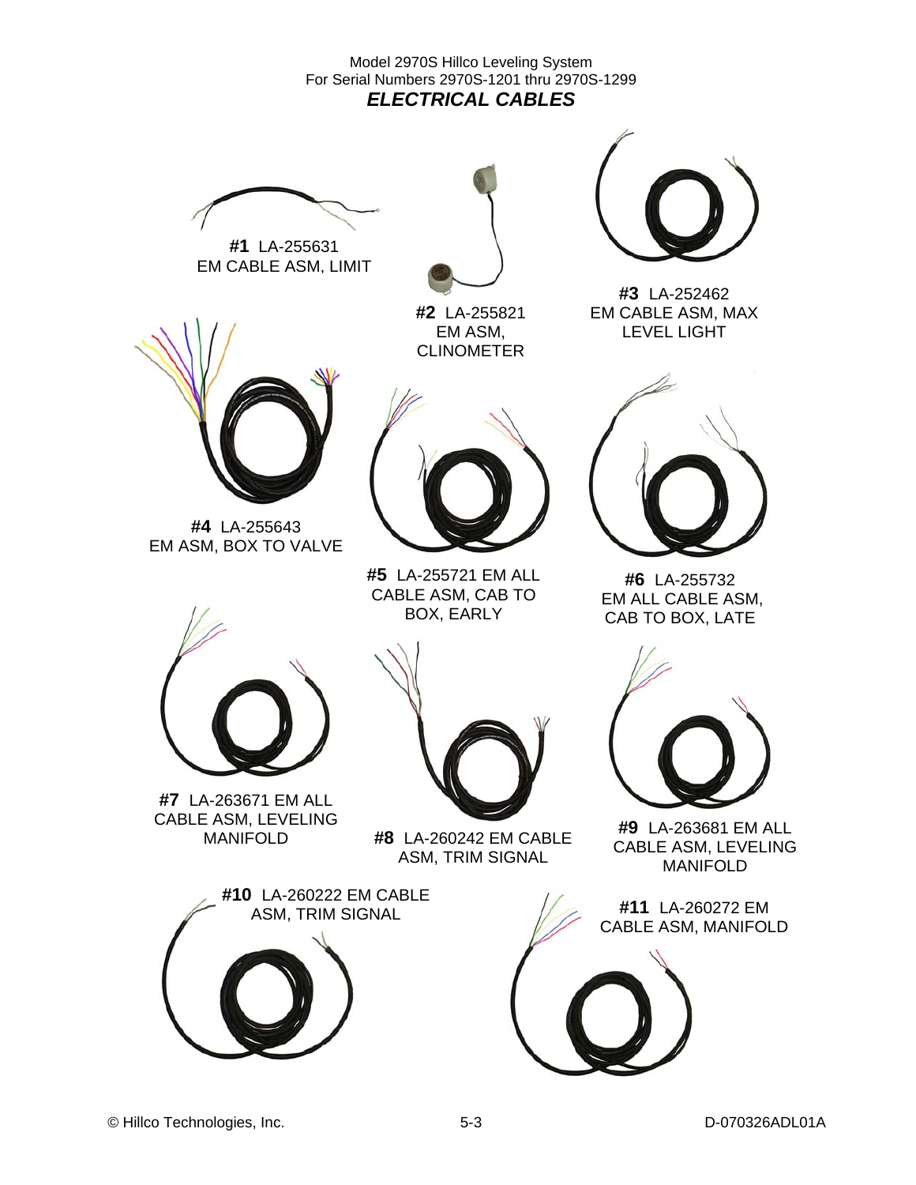Model 2970S Hillco Leveling System
For Serial Numbers 2970S-1201 thru 2970S-1299

## *ELECTRICAL CABLES*

**#1** LA-255631
EM CABLE ASM, LIMIT

**#2** LA-255821
EM ASM,
CLINOMETER

**#3** LA-252462
EM CABLE ASM, MAX
LEVEL LIGHT

**#4** LA-255643
EM ASM, BOX TO VALVE

**#5** LA-255721 EM ALL
CABLE ASM, CAB TO
BOX, EARLY

**#6** LA-255732
EM ALL CABLE ASM,
CAB TO BOX, LATE

**#7** LA-263671 EM ALL
CABLE ASM, LEVELING
MANIFOLD

**#8** LA-260242 EM CABLE
ASM, TRIM SIGNAL

**#9** LA-263681 EM ALL
CABLE ASM, LEVELING
MANIFOLD

**#10** LA-260222 EM CABLE
ASM, TRIM SIGNAL

**#11** LA-260272 EM
CABLE ASM, MANIFOLD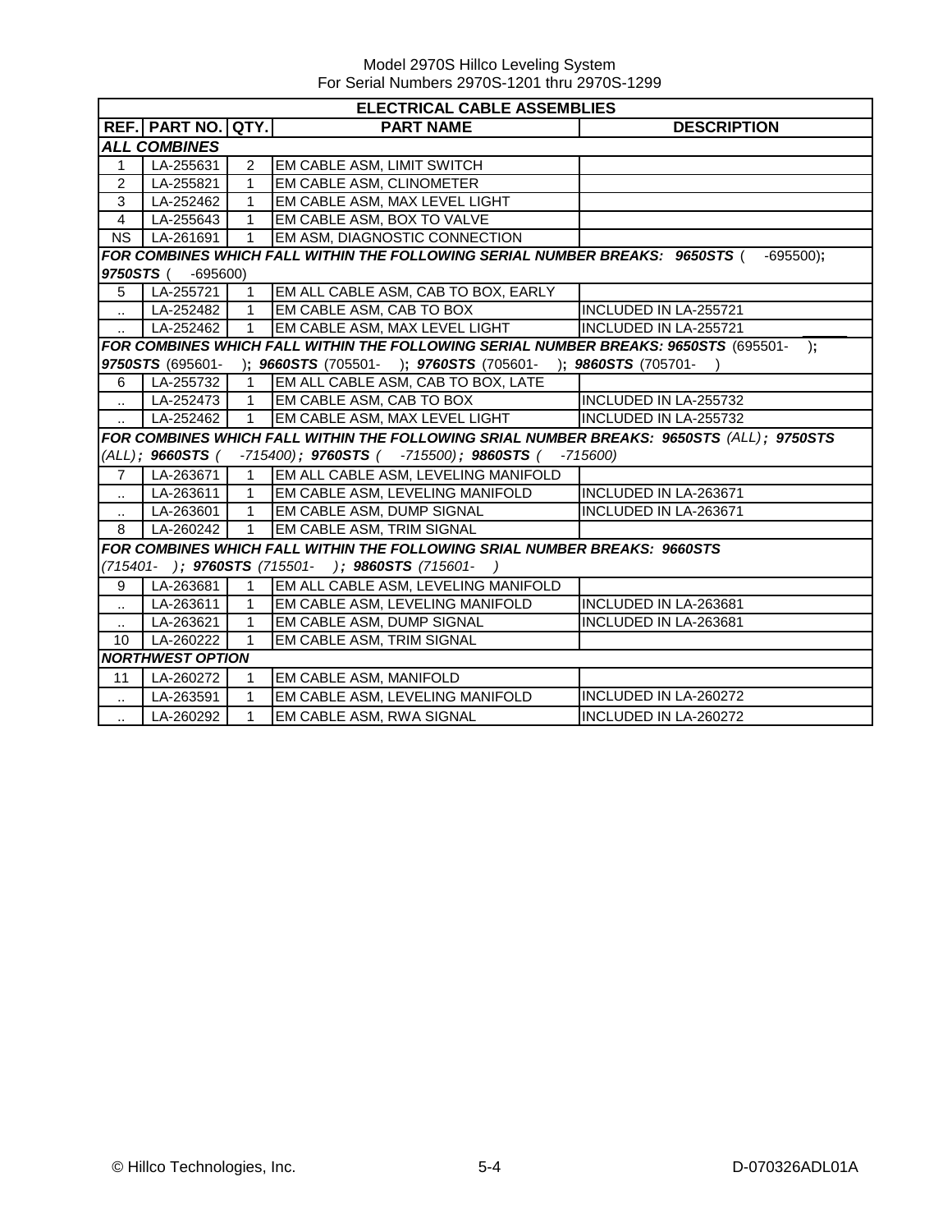Model 2970S Hillco Leveling System
For Serial Numbers 2970S-1201 thru 2970S-1299

| ELECTRICAL CABLE ASSEMBLIES | | | | |
|---|---|---|---|---|
| **REF.** | **PART NO.** | **QTY.** | **PART NAME** | **DESCRIPTION** |
| ***ALL COMBINES*** | | | | |
| 1 | LA-255631 | 2 | EM CABLE ASM, LIMIT SWITCH | |
| 2 | LA-255821 | 1 | EM CABLE ASM, CLINOMETER | |
| 3 | LA-252462 | 1 | EM CABLE ASM, MAX LEVEL LIGHT | |
| 4 | LA-255643 | 1 | EM CABLE ASM, BOX TO VALVE | |
| NS | LA-261691 | 1 | EM ASM, DIAGNOSTIC CONNECTION | |
| ***FOR COMBINES WHICH FALL WITHIN THE FOLLOWING SERIAL NUMBER BREAKS: 9650STS*** ( -695500); ***9750STS*** ( -695600) | | | | |
| 5 | LA-255721 | 1 | EM ALL CABLE ASM, CAB TO BOX, EARLY | |
| .. | LA-252482 | 1 | EM CABLE ASM, CAB TO BOX | INCLUDED IN LA-255721 |
| .. | LA-252462 | 1 | EM CABLE ASM, MAX LEVEL LIGHT | INCLUDED IN LA-255721 |
| ***FOR COMBINES WHICH FALL WITHIN THE FOLLOWING SERIAL NUMBER BREAKS: 9650STS*** (695501- ); ***9750STS*** (695601- ); ***9660STS*** (705501- ); ***9760STS*** (705601- ); ***9860STS*** (705701- ) | | | | |
| 6 | LA-255732 | 1 | EM ALL CABLE ASM, CAB TO BOX, LATE | |
| .. | LA-252473 | 1 | EM CABLE ASM, CAB TO BOX | INCLUDED IN LA-255732 |
| .. | LA-252462 | 1 | EM CABLE ASM, MAX LEVEL LIGHT | INCLUDED IN LA-255732 |
| ***FOR COMBINES WHICH FALL WITHIN THE FOLLOWING SRIAL NUMBER BREAKS: 9650STS*** *(ALL)*; ***9750STS*** *(ALL)*; ***9660STS*** *( -715400)*; ***9760STS*** *( -715500)*; ***9860STS*** *( -715600)* | | | | |
| 7 | LA-263671 | 1 | EM ALL CABLE ASM, LEVELING MANIFOLD | |
| .. | LA-263611 | 1 | EM CABLE ASM, LEVELING MANIFOLD | INCLUDED IN LA-263671 |
| .. | LA-263601 | 1 | EM CABLE ASM, DUMP SIGNAL | INCLUDED IN LA-263671 |
| 8 | LA-260242 | 1 | EM CABLE ASM, TRIM SIGNAL | |
| ***FOR COMBINES WHICH FALL WITHIN THE FOLLOWING SRIAL NUMBER BREAKS: 9660STS*** *(715401- )*; ***9760STS*** *(715501- )*; ***9860STS*** *(715601- )* | | | | |
| 9 | LA-263681 | 1 | EM ALL CABLE ASM, LEVELING MANIFOLD | |
| .. | LA-263611 | 1 | EM CABLE ASM, LEVELING MANIFOLD | INCLUDED IN LA-263681 |
| .. | LA-263621 | 1 | EM CABLE ASM, DUMP SIGNAL | INCLUDED IN LA-263681 |
| 10 | LA-260222 | 1 | EM CABLE ASM, TRIM SIGNAL | |
| ***NORTHWEST OPTION*** | | | | |
| 11 | LA-260272 | 1 | EM CABLE ASM, MANIFOLD | |
| .. | LA-263591 | 1 | EM CABLE ASM, LEVELING MANIFOLD | INCLUDED IN LA-260272 |
| .. | LA-260292 | 1 | EM CABLE ASM, RWA SIGNAL | INCLUDED IN LA-260272 |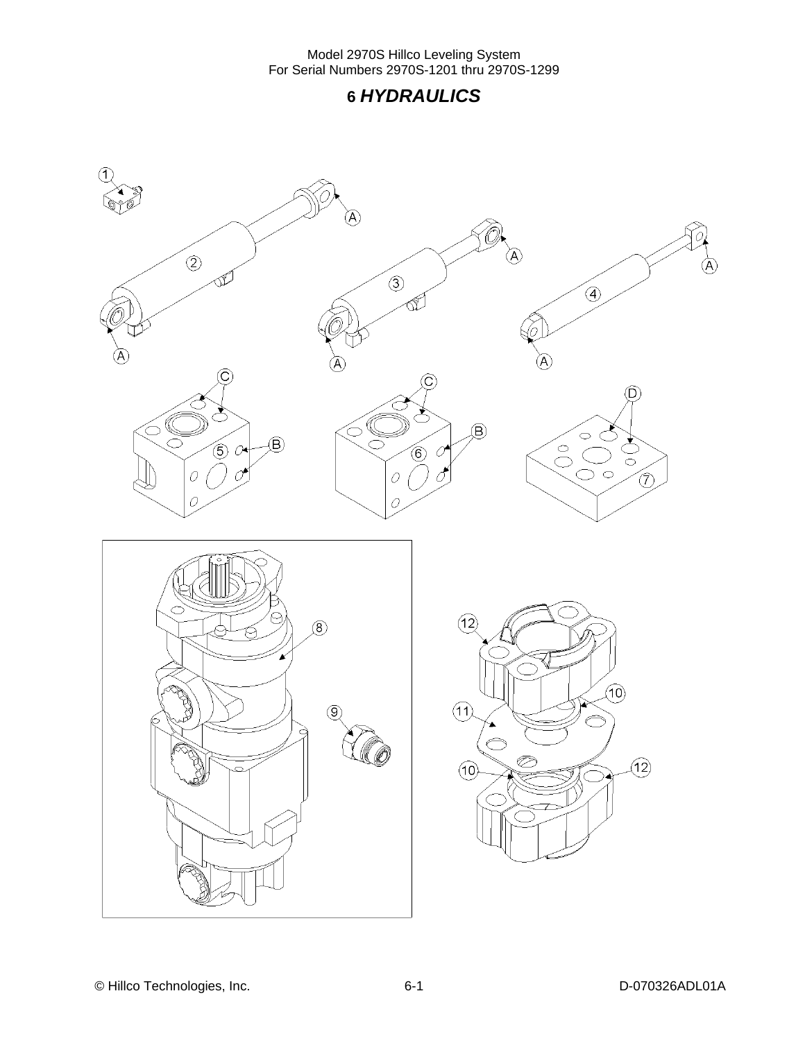# 6 *HYDRAULICS*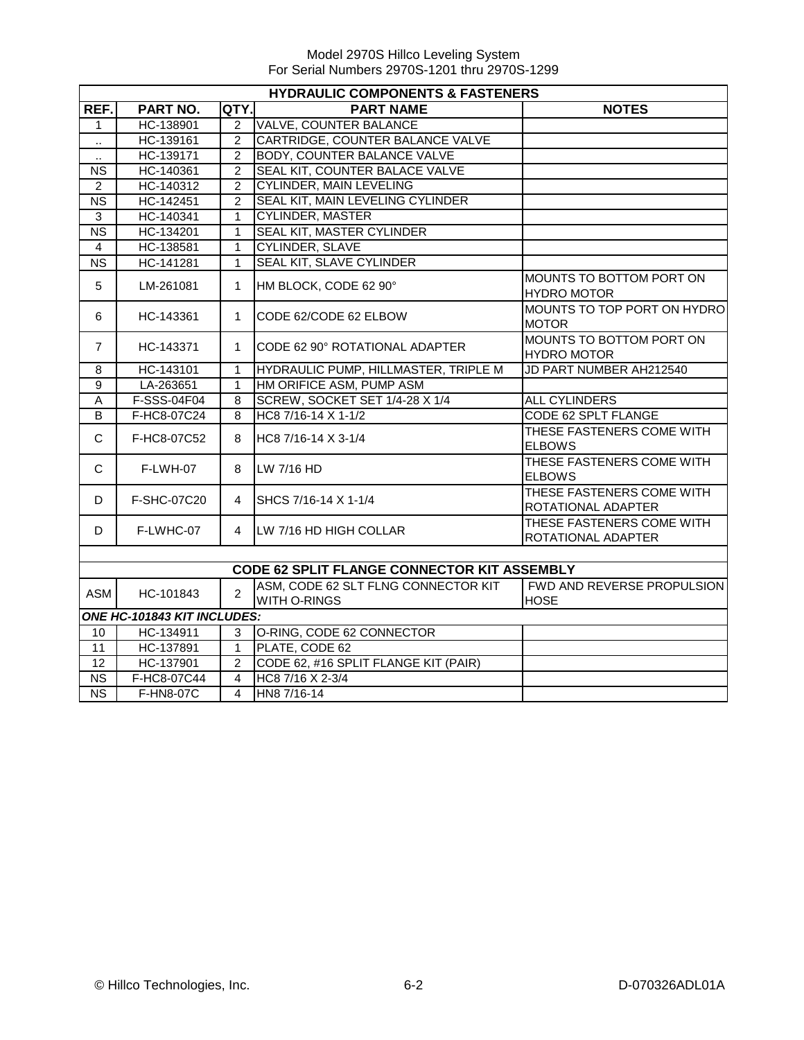Model 2970S Hillco Leveling System
For Serial Numbers 2970S-1201 thru 2970S-1299

| **HYDRAULIC COMPONENTS & FASTENERS** | | | | |
|---|---|---|---|---|
| **REF.** | **PART NO.** | **QTY.** | **PART NAME** | **NOTES** |
| 1 | HC-138901 | 2 | VALVE, COUNTER BALANCE | |
| .. | HC-139161 | 2 | CARTRIDGE, COUNTER BALANCE VALVE | |
| .. | HC-139171 | 2 | BODY, COUNTER BALANCE VALVE | |
| NS | HC-140361 | 2 | SEAL KIT, COUNTER BALACE VALVE | |
| 2 | HC-140312 | 2 | CYLINDER, MAIN LEVELING | |
| NS | HC-142451 | 2 | SEAL KIT, MAIN LEVELING CYLINDER | |
| 3 | HC-140341 | 1 | CYLINDER, MASTER | |
| NS | HC-134201 | 1 | SEAL KIT, MASTER CYLINDER | |
| 4 | HC-138581 | 1 | CYLINDER, SLAVE | |
| NS | HC-141281 | 1 | SEAL KIT, SLAVE CYLINDER | |
| 5 | LM-261081 | 1 | HM BLOCK, CODE 62 90° | MOUNTS TO BOTTOM PORT ON HYDRO MOTOR |
| 6 | HC-143361 | 1 | CODE 62/CODE 62 ELBOW | MOUNTS TO TOP PORT ON HYDRO MOTOR |
| 7 | HC-143371 | 1 | CODE 62 90° ROTATIONAL ADAPTER | MOUNTS TO BOTTOM PORT ON HYDRO MOTOR |
| 8 | HC-143101 | 1 | HYDRAULIC PUMP, HILLMASTER, TRIPLE M | JD PART NUMBER AH212540 |
| 9 | LA-263651 | 1 | HM ORIFICE ASM, PUMP ASM | |
| A | F-SSS-04F04 | 8 | SCREW, SOCKET SET 1/4-28 X 1/4 | ALL CYLINDERS |
| B | F-HC8-07C24 | 8 | HC8 7/16-14 X 1-1/2 | CODE 62 SPLT FLANGE |
| C | F-HC8-07C52 | 8 | HC8 7/16-14 X 3-1/4 | THESE FASTENERS COME WITH ELBOWS |
| C | F-LWH-07 | 8 | LW 7/16 HD | THESE FASTENERS COME WITH ELBOWS |
| D | F-SHC-07C20 | 4 | SHCS 7/16-14 X 1-1/4 | THESE FASTENERS COME WITH ROTATIONAL ADAPTER |
| D | F-LWHC-07 | 4 | LW 7/16 HD HIGH COLLAR | THESE FASTENERS COME WITH ROTATIONAL ADAPTER |

| **CODE 62 SPLIT FLANGE CONNECTOR KIT ASSEMBLY** | | | | |
|---|---|---|---|---|
| ASM | HC-101843 | 2 | ASM, CODE 62 SLT FLNG CONNECTOR KIT WITH O-RINGS | FWD AND REVERSE PROPULSION HOSE |
| ***ONE HC-101843 KIT INCLUDES:*** | | | | |
| 10 | HC-134911 | 3 | O-RING, CODE 62 CONNECTOR | |
| 11 | HC-137891 | 1 | PLATE, CODE 62 | |
| 12 | HC-137901 | 2 | CODE 62, #16 SPLIT FLANGE KIT (PAIR) | |
| NS | F-HC8-07C44 | 4 | HC8 7/16 X 2-3/4 | |
| NS | F-HN8-07C | 4 | HN8 7/16-14 | |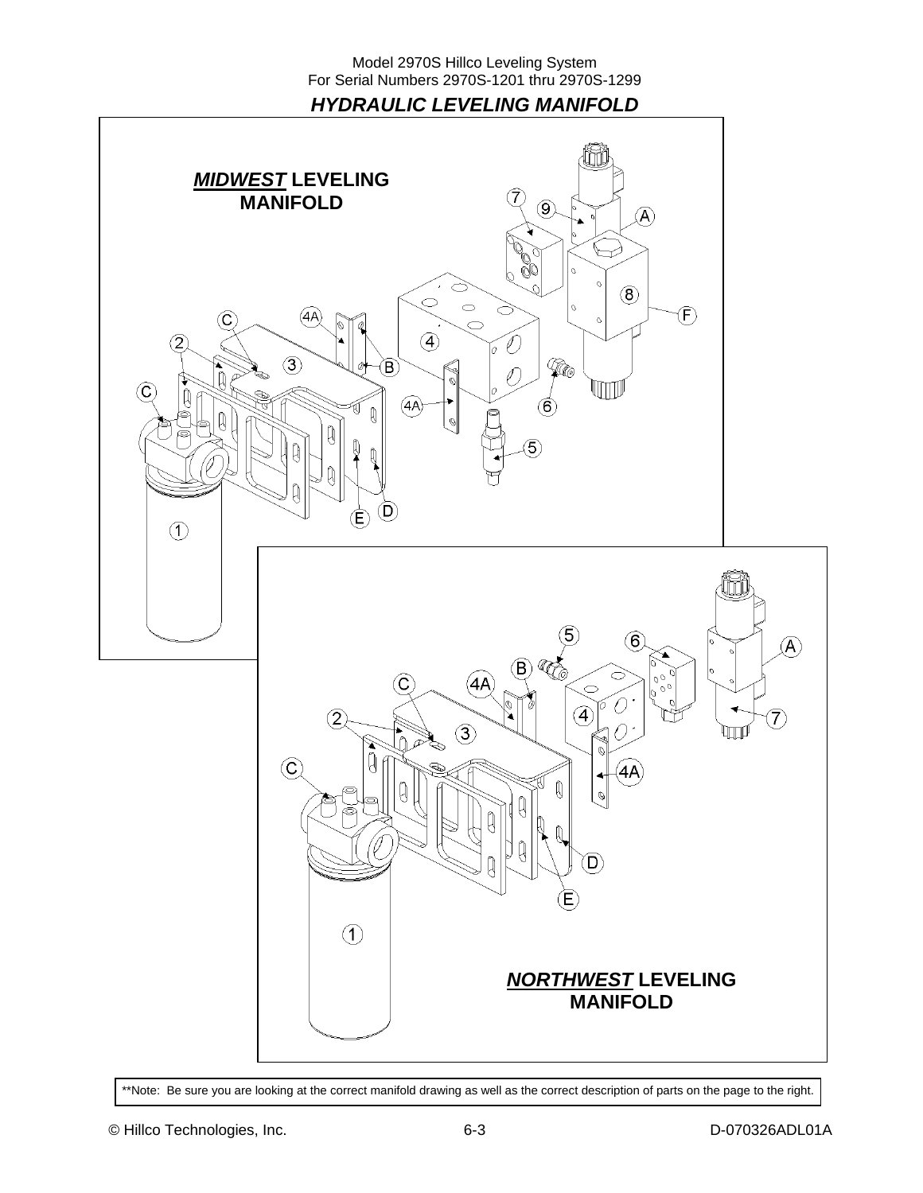## HYDRAULIC LEVELING MANIFOLD

***MIDWEST* LEVELING MANIFOLD**

7 9 A 8 F 4A C 4 B 2 3 C 4A 6 5 E D 1

***NORTHWEST* LEVELING MANIFOLD**

5 6 A B C 4A 2 3 4 7 C 4A D E 1

**Note: Be sure you are looking at the correct manifold drawing as well as the correct description of parts on the page to the right.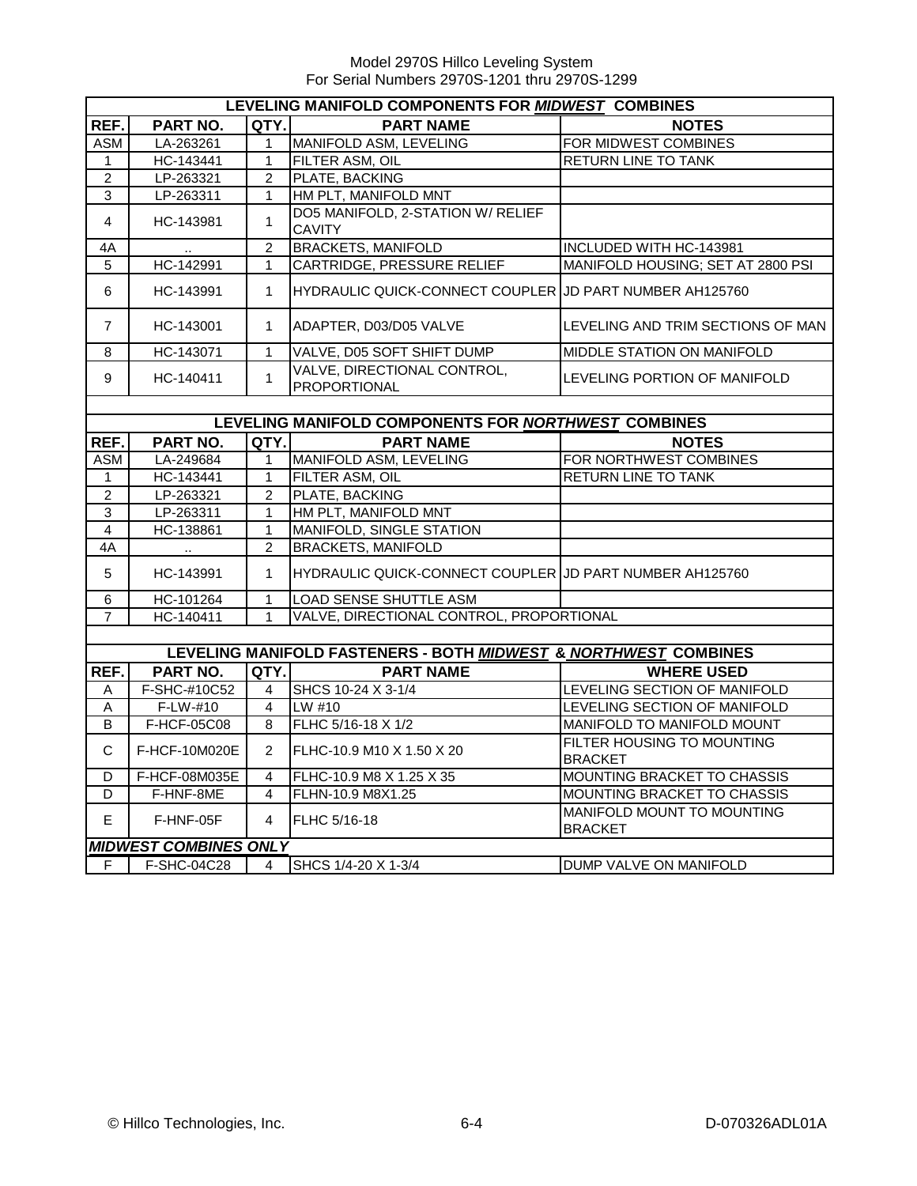Model 2970S Hillco Leveling System
For Serial Numbers 2970S-1201 thru 2970S-1299

| LEVELING MANIFOLD COMPONENTS FOR ***MIDWEST*** COMBINES | | | | |
|---|---|---|---|---|
| **REF.** | **PART NO.** | **QTY.** | **PART NAME** | **NOTES** |
| ASM | LA-263261 | 1 | MANIFOLD ASM, LEVELING | FOR MIDWEST COMBINES |
| 1 | HC-143441 | 1 | FILTER ASM, OIL | RETURN LINE TO TANK |
| 2 | LP-263321 | 2 | PLATE, BACKING | |
| 3 | LP-263311 | 1 | HM PLT, MANIFOLD MNT | |
| 4 | HC-143981 | 1 | DO5 MANIFOLD, 2-STATION W/ RELIEF CAVITY | |
| 4A | .. | 2 | BRACKETS, MANIFOLD | INCLUDED WITH HC-143981 |
| 5 | HC-142991 | 1 | CARTRIDGE, PRESSURE RELIEF | MANIFOLD HOUSING; SET AT 2800 PSI |
| 6 | HC-143991 | 1 | HYDRAULIC QUICK-CONNECT COUPLER | JD PART NUMBER AH125760 |
| 7 | HC-143001 | 1 | ADAPTER, D03/D05 VALVE | LEVELING AND TRIM SECTIONS OF MAN |
| 8 | HC-143071 | 1 | VALVE, D05 SOFT SHIFT DUMP | MIDDLE STATION ON MANIFOLD |
| 9 | HC-140411 | 1 | VALVE, DIRECTIONAL CONTROL, PROPORTIONAL | LEVELING PORTION OF MANIFOLD |

| LEVELING MANIFOLD COMPONENTS FOR ***NORTHWEST*** COMBINES | | | | |
|---|---|---|---|---|
| **REF.** | **PART NO.** | **QTY.** | **PART NAME** | **NOTES** |
| ASM | LA-249684 | 1 | MANIFOLD ASM, LEVELING | FOR NORTHWEST COMBINES |
| 1 | HC-143441 | 1 | FILTER ASM, OIL | RETURN LINE TO TANK |
| 2 | LP-263321 | 2 | PLATE, BACKING | |
| 3 | LP-263311 | 1 | HM PLT, MANIFOLD MNT | |
| 4 | HC-138861 | 1 | MANIFOLD, SINGLE STATION | |
| 4A | .. | 2 | BRACKETS, MANIFOLD | |
| 5 | HC-143991 | 1 | HYDRAULIC QUICK-CONNECT COUPLER | JD PART NUMBER AH125760 |
| 6 | HC-101264 | 1 | LOAD SENSE SHUTTLE ASM | |
| 7 | HC-140411 | 1 | VALVE, DIRECTIONAL CONTROL, PROPORTIONAL | |

| LEVELING MANIFOLD FASTENERS - BOTH ***MIDWEST*** & ***NORTHWEST*** COMBINES | | | | |
|---|---|---|---|---|
| **REF.** | **PART NO.** | **QTY.** | **PART NAME** | **WHERE USED** |
| A | F-SHC-#10C52 | 4 | SHCS 10-24 X 3-1/4 | LEVELING SECTION OF MANIFOLD |
| A | F-LW-#10 | 4 | LW #10 | LEVELING SECTION OF MANIFOLD |
| B | F-HCF-05C08 | 8 | FLHC 5/16-18 X 1/2 | MANIFOLD TO MANIFOLD MOUNT |
| C | F-HCF-10M020E | 2 | FLHC-10.9 M10 X 1.50 X 20 | FILTER HOUSING TO MOUNTING BRACKET |
| D | F-HCF-08M035E | 4 | FLHC-10.9 M8 X 1.25 X 35 | MOUNTING BRACKET TO CHASSIS |
| D | F-HNF-8ME | 4 | FLHN-10.9 M8X1.25 | MOUNTING BRACKET TO CHASSIS |
| E | F-HNF-05F | 4 | FLHC 5/16-18 | MANIFOLD MOUNT TO MOUNTING BRACKET |
| ***MIDWEST COMBINES ONLY*** | | | | |
| F | F-SHC-04C28 | 4 | SHCS 1/4-20 X 1-3/4 | DUMP VALVE ON MANIFOLD |

© Hillco Technologies, Inc. 6-4 D-070326ADL01A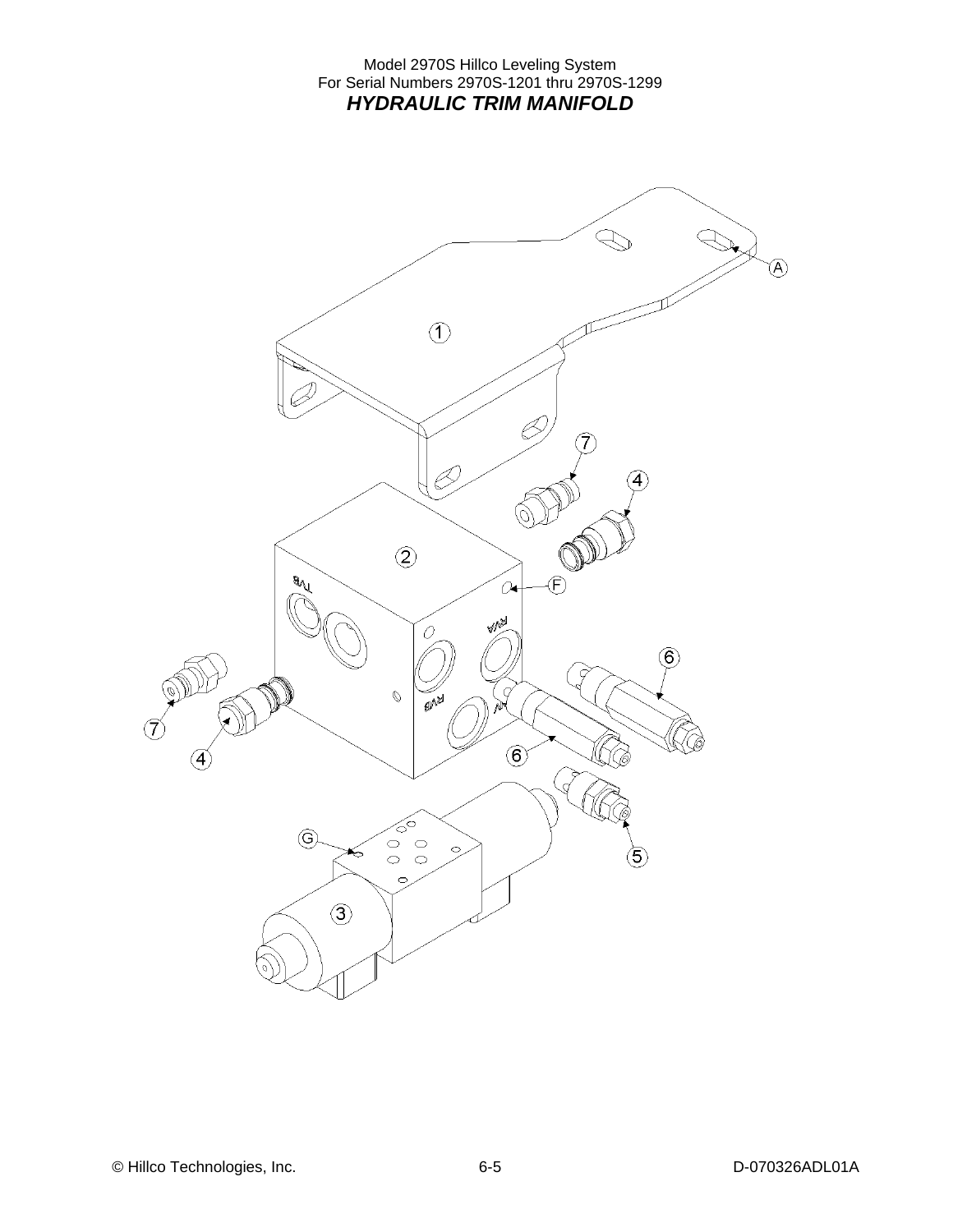Model 2970S Hillco Leveling System
For Serial Numbers 2970S-1201 thru 2970S-1299

## *HYDRAULIC TRIM MANIFOLD*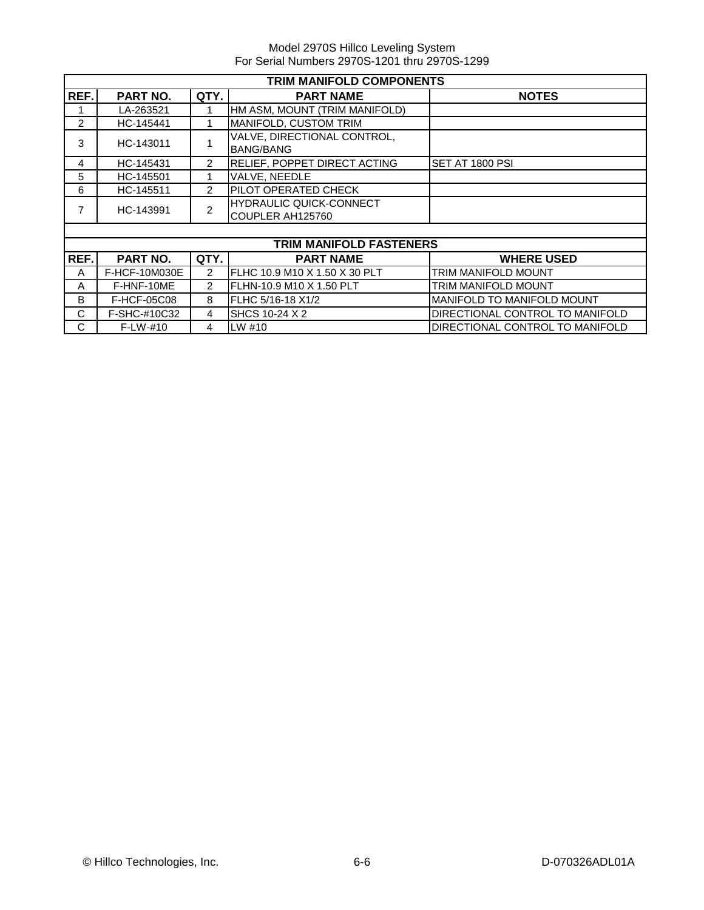| TRIM MANIFOLD COMPONENTS | | | | |
|---|---|---|---|---|
| **REF.** | **PART NO.** | **QTY.** | **PART NAME** | **NOTES** |
| 1 | LA-263521 | 1 | HM ASM, MOUNT (TRIM MANIFOLD) | |
| 2 | HC-145441 | 1 | MANIFOLD, CUSTOM TRIM | |
| 3 | HC-143011 | 1 | VALVE, DIRECTIONAL CONTROL, BANG/BANG | |
| 4 | HC-145431 | 2 | RELIEF, POPPET DIRECT ACTING | SET AT 1800 PSI |
| 5 | HC-145501 | 1 | VALVE, NEEDLE | |
| 6 | HC-145511 | 2 | PILOT OPERATED CHECK | |
| 7 | HC-143991 | 2 | HYDRAULIC QUICK-CONNECT COUPLER AH125760 | |

| TRIM MANIFOLD FASTENERS | | | | |
|---|---|---|---|---|
| **REF.** | **PART NO.** | **QTY.** | **PART NAME** | **WHERE USED** |
| A | F-HCF-10M030E | 2 | FLHC 10.9 M10 X 1.50 X 30 PLT | TRIM MANIFOLD MOUNT |
| A | F-HNF-10ME | 2 | FLHN-10.9 M10 X 1.50 PLT | TRIM MANIFOLD MOUNT |
| B | F-HCF-05C08 | 8 | FLHC 5/16-18 X1/2 | MANIFOLD TO MANIFOLD MOUNT |
| C | F-SHC-#10C32 | 4 | SHCS 10-24 X 2 | DIRECTIONAL CONTROL TO MANIFOLD |
| C | F-LW-#10 | 4 | LW #10 | DIRECTIONAL CONTROL TO MANIFOLD |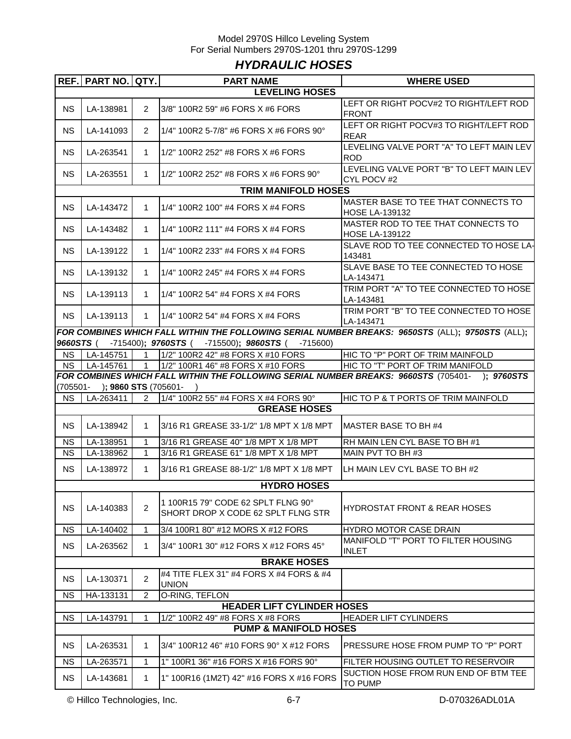Model 2970S Hillco Leveling System
For Serial Numbers 2970S-1201 thru 2970S-1299

## *HYDRAULIC HOSES*

| REF. | PART NO. | QTY. | PART NAME | WHERE USED |
|---|---|---|---|---|
| **LEVELING HOSES** | | | | |
| NS | LA-138981 | 2 | 3/8" 100R2 59" #6 FORS X #6 FORS | LEFT OR RIGHT POCV#2 TO RIGHT/LEFT ROD FRONT |
| NS | LA-141093 | 2 | 1/4" 100R2 5-7/8" #6 FORS X #6 FORS 90° | LEFT OR RIGHT POCV#3 TO RIGHT/LEFT ROD REAR |
| NS | LA-263541 | 1 | 1/2" 100R2 252" #8 FORS X #6 FORS | LEVELING VALVE PORT "A" TO LEFT MAIN LEV ROD |
| NS | LA-263551 | 1 | 1/2" 100R2 252" #8 FORS X #6 FORS 90° | LEVELING VALVE PORT "B" TO LEFT MAIN LEV CYL POCV #2 |
| **TRIM MANIFOLD HOSES** | | | | |
| NS | LA-143472 | 1 | 1/4" 100R2 100" #4 FORS X #4 FORS | MASTER BASE TO TEE THAT CONNECTS TO HOSE LA-139132 |
| NS | LA-143482 | 1 | 1/4" 100R2 111" #4 FORS X #4 FORS | MASTER ROD TO TEE THAT CONNECTS TO HOSE LA-139122 |
| NS | LA-139122 | 1 | 1/4" 100R2 233" #4 FORS X #4 FORS | SLAVE ROD TO TEE CONNECTED TO HOSE LA-143481 |
| NS | LA-139132 | 1 | 1/4" 100R2 245" #4 FORS X #4 FORS | SLAVE BASE TO TEE CONNECTED TO HOSE LA-143471 |
| NS | LA-139113 | 1 | 1/4" 100R2 54" #4 FORS X #4 FORS | TRIM PORT "A" TO TEE CONNECTED TO HOSE LA-143481 |
| NS | LA-139113 | 1 | 1/4" 100R2 54" #4 FORS X #4 FORS | TRIM PORT "B" TO TEE CONNECTED TO HOSE LA-143471 |
| ***FOR COMBINES WHICH FALL WITHIN THE FOLLOWING SERIAL NUMBER BREAKS: 9650STS*** (ALL)**;** ***9750STS*** (ALL)**;** ***9660STS*** ( -715400)**;** ***9760STS*** ( -715500)**;** ***9860STS*** ( -715600) | | | | |
| NS | LA-145751 | 1 | 1/2" 100R2 42" #8 FORS X #10 FORS | HIC TO "P" PORT OF TRIM MAINFOLD |
| NS | LA-145761 | 1 | 1/2" 100R1 46" #8 FORS X #10 FORS | HIC TO "T" PORT OF TRIM MANIFOLD |
| ***FOR COMBINES WHICH FALL WITHIN THE FOLLOWING SERIAL NUMBER BREAKS: 9660STS*** (705401- )**;** ***9760STS*** (705501- )**; 9860 STS** (705601- ) | | | | |
| NS | LA-263411 | 2 | 1/4" 100R2 55" #4 FORS X #4 FORS 90° | HIC TO P & T PORTS OF TRIM MAINFOLD |
| **GREASE HOSES** | | | | |
| NS | LA-138942 | 1 | 3/16 R1 GREASE 33-1/2" 1/8 MPT X 1/8 MPT | MASTER BASE TO BH #4 |
| NS | LA-138951 | 1 | 3/16 R1 GREASE 40" 1/8 MPT X 1/8 MPT | RH MAIN LEN CYL BASE TO BH #1 |
| NS | LA-138962 | 1 | 3/16 R1 GREASE 61" 1/8 MPT X 1/8 MPT | MAIN PVT TO BH #3 |
| NS | LA-138972 | 1 | 3/16 R1 GREASE 88-1/2" 1/8 MPT X 1/8 MPT | LH MAIN LEV CYL BASE TO BH #2 |
| **HYDRO HOSES** | | | | |
| NS | LA-140383 | 2 | 1 100R15 79" CODE 62 SPLT FLNG 90° SHORT DROP X CODE 62 SPLT FLNG STR | HYDROSTAT FRONT & REAR HOSES |
| NS | LA-140402 | 1 | 3/4 100R1 80" #12 MORS X #12 FORS | HYDRO MOTOR CASE DRAIN |
| NS | LA-263562 | 1 | 3/4" 100R1 30" #12 FORS X #12 FORS 45° | MANIFOLD "T" PORT TO FILTER HOUSING INLET |
| **BRAKE HOSES** | | | | |
| NS | LA-130371 | 2 | #4 TITE FLEX 31" #4 FORS X #4 FORS & #4 UNION | |
| NS | HA-133131 | 2 | O-RING, TEFLON | |
| **HEADER LIFT CYLINDER HOSES** | | | | |
| NS | LA-143791 | 1 | 1/2" 100R2 49" #8 FORS X #8 FORS | HEADER LIFT CYLINDERS |
| **PUMP & MANIFOLD HOSES** | | | | |
| NS | LA-263531 | 1 | 3/4" 100R12 46" #10 FORS 90° X #12 FORS | PRESSURE HOSE FROM PUMP TO "P" PORT |
| NS | LA-263571 | 1 | 1" 100R1 36" #16 FORS X #16 FORS 90° | FILTER HOUSING OUTLET TO RESERVOIR |
| NS | LA-143681 | 1 | 1" 100R16 (1M2T) 42" #16 FORS X #16 FORS | SUCTION HOSE FROM RUN END OF BTM TEE TO PUMP |

© Hillco Technologies, Inc. 6-7 D-070326ADL01A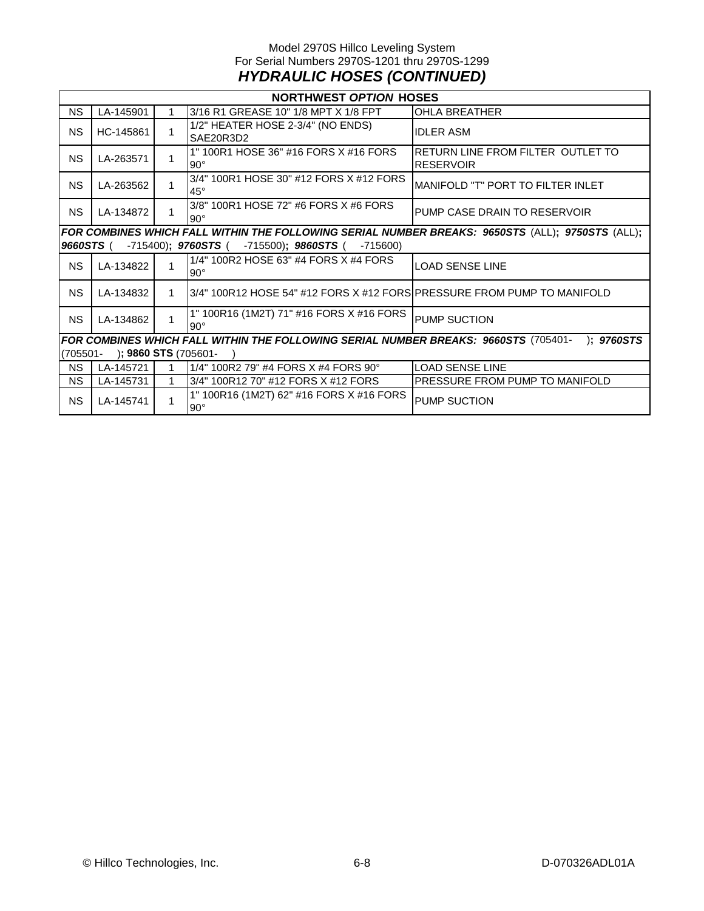Model 2970S Hillco Leveling System
For Serial Numbers 2970S-1201 thru 2970S-1299

## *HYDRAULIC HOSES (CONTINUED)*

| **NORTHWEST *OPTION* HOSES** | | | | |
|---|---|---|---|---|
| NS | LA-145901 | 1 | 3/16 R1 GREASE 10" 1/8 MPT X 1/8 FPT | OHLA BREATHER |
| NS | HC-145861 | 1 | 1/2" HEATER HOSE 2-3/4" (NO ENDS) SAE20R3D2 | IDLER ASM |
| NS | LA-263571 | 1 | 1" 100R1 HOSE 36" #16 FORS X #16 FORS 90° | RETURN LINE FROM FILTER OUTLET TO RESERVOIR |
| NS | LA-263562 | 1 | 3/4" 100R1 HOSE 30" #12 FORS X #12 FORS 45° | MANIFOLD "T" PORT TO FILTER INLET |
| NS | LA-134872 | 1 | 3/8" 100R1 HOSE 72" #6 FORS X #6 FORS 90° | PUMP CASE DRAIN TO RESERVOIR |
| ***FOR COMBINES WHICH FALL WITHIN THE FOLLOWING SERIAL NUMBER BREAKS: 9650STS*** (ALL)**;** ***9750STS*** (ALL)**;** ***9660STS*** ( -715400)**;** ***9760STS*** ( -715500)**;** ***9860STS*** ( -715600) | | | | |
| NS | LA-134822 | 1 | 1/4" 100R2 HOSE 63" #4 FORS X #4 FORS 90° | LOAD SENSE LINE |
| NS | LA-134832 | 1 | 3/4" 100R12 HOSE 54" #12 FORS X #12 FORS | PRESSURE FROM PUMP TO MANIFOLD |
| NS | LA-134862 | 1 | 1" 100R16 (1M2T) 71" #16 FORS X #16 FORS 90° | PUMP SUCTION |
| ***FOR COMBINES WHICH FALL WITHIN THE FOLLOWING SERIAL NUMBER BREAKS: 9660STS*** (705401- )**;** ***9760STS*** (705501- )**; 9860 STS** (705601- ) | | | | |
| NS | LA-145721 | 1 | 1/4" 100R2 79" #4 FORS X #4 FORS 90° | LOAD SENSE LINE |
| NS | LA-145731 | 1 | 3/4" 100R12 70" #12 FORS X #12 FORS | PRESSURE FROM PUMP TO MANIFOLD |
| NS | LA-145741 | 1 | 1" 100R16 (1M2T) 62" #16 FORS X #16 FORS 90° | PUMP SUCTION |

© Hillco Technologies, Inc. 6-8 D-070326ADL01A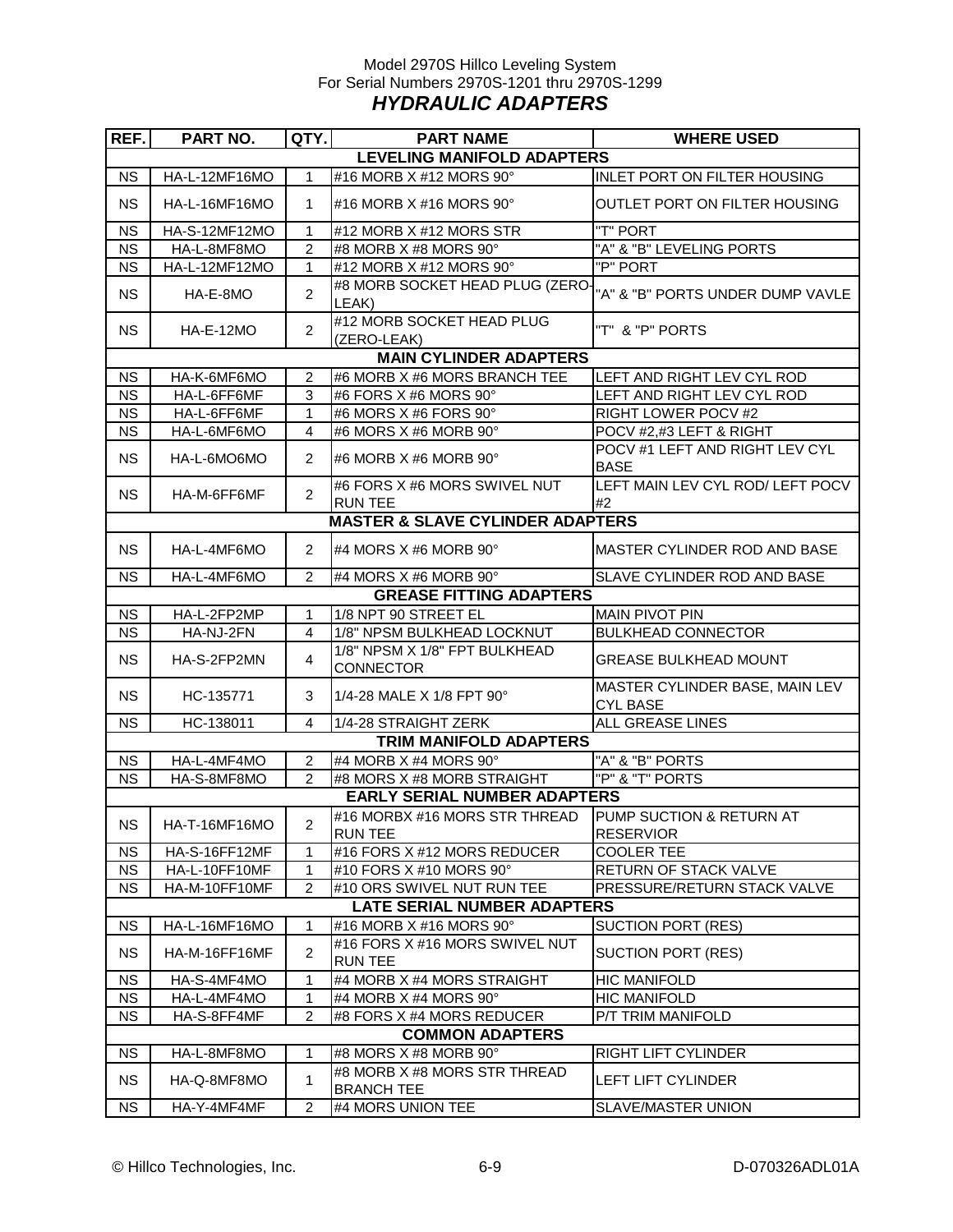Model 2970S Hillco Leveling System
For Serial Numbers 2970S-1201 thru 2970S-1299

# *HYDRAULIC ADAPTERS*

| REF. | PART NO. | QTY. | PART NAME | WHERE USED |
|---|---|---|---|---|
| | | | **LEVELING MANIFOLD ADAPTERS** | |
| NS | HA-L-12MF16MO | 1 | #16 MORB X #12 MORS 90° | INLET PORT ON FILTER HOUSING |
| NS | HA-L-16MF16MO | 1 | #16 MORB X #16 MORS 90° | OUTLET PORT ON FILTER HOUSING |
| NS | HA-S-12MF12MO | 1 | #12 MORB X #12 MORS STR | "T" PORT |
| NS | HA-L-8MF8MO | 2 | #8 MORB X #8 MORS 90° | "A" & "B" LEVELING PORTS |
| NS | HA-L-12MF12MO | 1 | #12 MORB X #12 MORS 90° | "P" PORT |
| NS | HA-E-8MO | 2 | #8 MORB SOCKET HEAD PLUG (ZERO-LEAK) | "A" & "B" PORTS UNDER DUMP VAVLE |
| NS | HA-E-12MO | 2 | #12 MORB SOCKET HEAD PLUG (ZERO-LEAK) | "T" & "P" PORTS |
| | | | **MAIN CYLINDER ADAPTERS** | |
| NS | HA-K-6MF6MO | 2 | #6 MORB X #6 MORS BRANCH TEE | LEFT AND RIGHT LEV CYL ROD |
| NS | HA-L-6FF6MF | 3 | #6 FORS X #6 MORS 90° | LEFT AND RIGHT LEV CYL ROD |
| NS | HA-L-6FF6MF | 1 | #6 MORS X #6 FORS 90° | RIGHT LOWER POCV #2 |
| NS | HA-L-6MF6MO | 4 | #6 MORS X #6 MORB 90° | POCV #2,#3 LEFT & RIGHT |
| NS | HA-L-6MO6MO | 2 | #6 MORB X #6 MORB 90° | POCV #1 LEFT AND RIGHT LEV CYL BASE |
| NS | HA-M-6FF6MF | 2 | #6 FORS X #6 MORS SWIVEL NUT RUN TEE | LEFT MAIN LEV CYL ROD/ LEFT POCV #2 |
| | | | **MASTER & SLAVE CYLINDER ADAPTERS** | |
| NS | HA-L-4MF6MO | 2 | #4 MORS X #6 MORB 90° | MASTER CYLINDER ROD AND BASE |
| NS | HA-L-4MF6MO | 2 | #4 MORS X #6 MORB 90° | SLAVE CYLINDER ROD AND BASE |
| | | | **GREASE FITTING ADAPTERS** | |
| NS | HA-L-2FP2MP | 1 | 1/8 NPT 90 STREET EL | MAIN PIVOT PIN |
| NS | HA-NJ-2FN | 4 | 1/8" NPSM BULKHEAD LOCKNUT | BULKHEAD CONNECTOR |
| NS | HA-S-2FP2MN | 4 | 1/8" NPSM X 1/8" FPT BULKHEAD CONNECTOR | GREASE BULKHEAD MOUNT |
| NS | HC-135771 | 3 | 1/4-28 MALE X 1/8 FPT 90° | MASTER CYLINDER BASE, MAIN LEV CYL BASE |
| NS | HC-138011 | 4 | 1/4-28 STRAIGHT ZERK | ALL GREASE LINES |
| | | | **TRIM MANIFOLD ADAPTERS** | |
| NS | HA-L-4MF4MO | 2 | #4 MORB X #4 MORS 90° | "A" & "B" PORTS |
| NS | HA-S-8MF8MO | 2 | #8 MORS X #8 MORB STRAIGHT | "P" & "T" PORTS |
| | | | **EARLY SERIAL NUMBER ADAPTERS** | |
| NS | HA-T-16MF16MO | 2 | #16 MORBX #16 MORS STR THREAD RUN TEE | PUMP SUCTION & RETURN AT RESERVIOR |
| NS | HA-S-16FF12MF | 1 | #16 FORS X #12 MORS REDUCER | COOLER TEE |
| NS | HA-L-10FF10MF | 1 | #10 FORS X #10 MORS 90° | RETURN OF STACK VALVE |
| NS | HA-M-10FF10MF | 2 | #10 ORS SWIVEL NUT RUN TEE | PRESSURE/RETURN STACK VALVE |
| | | | **LATE SERIAL NUMBER ADAPTERS** | |
| NS | HA-L-16MF16MO | 1 | #16 MORB X #16 MORS 90° | SUCTION PORT (RES) |
| NS | HA-M-16FF16MF | 2 | #16 FORS X #16 MORS SWIVEL NUT RUN TEE | SUCTION PORT (RES) |
| NS | HA-S-4MF4MO | 1 | #4 MORB X #4 MORS STRAIGHT | HIC MANIFOLD |
| NS | HA-L-4MF4MO | 1 | #4 MORB X #4 MORS 90° | HIC MANIFOLD |
| NS | HA-S-8FF4MF | 2 | #8 FORS X #4 MORS REDUCER | P/T TRIM MANIFOLD |
| | | | **COMMON ADAPTERS** | |
| NS | HA-L-8MF8MO | 1 | #8 MORS X #8 MORB 90° | RIGHT LIFT CYLINDER |
| NS | HA-Q-8MF8MO | 1 | #8 MORB X #8 MORS STR THREAD BRANCH TEE | LEFT LIFT CYLINDER |
| NS | HA-Y-4MF4MF | 2 | #4 MORS UNION TEE | SLAVE/MASTER UNION |

© Hillco Technologies, Inc. D-070326ADL01A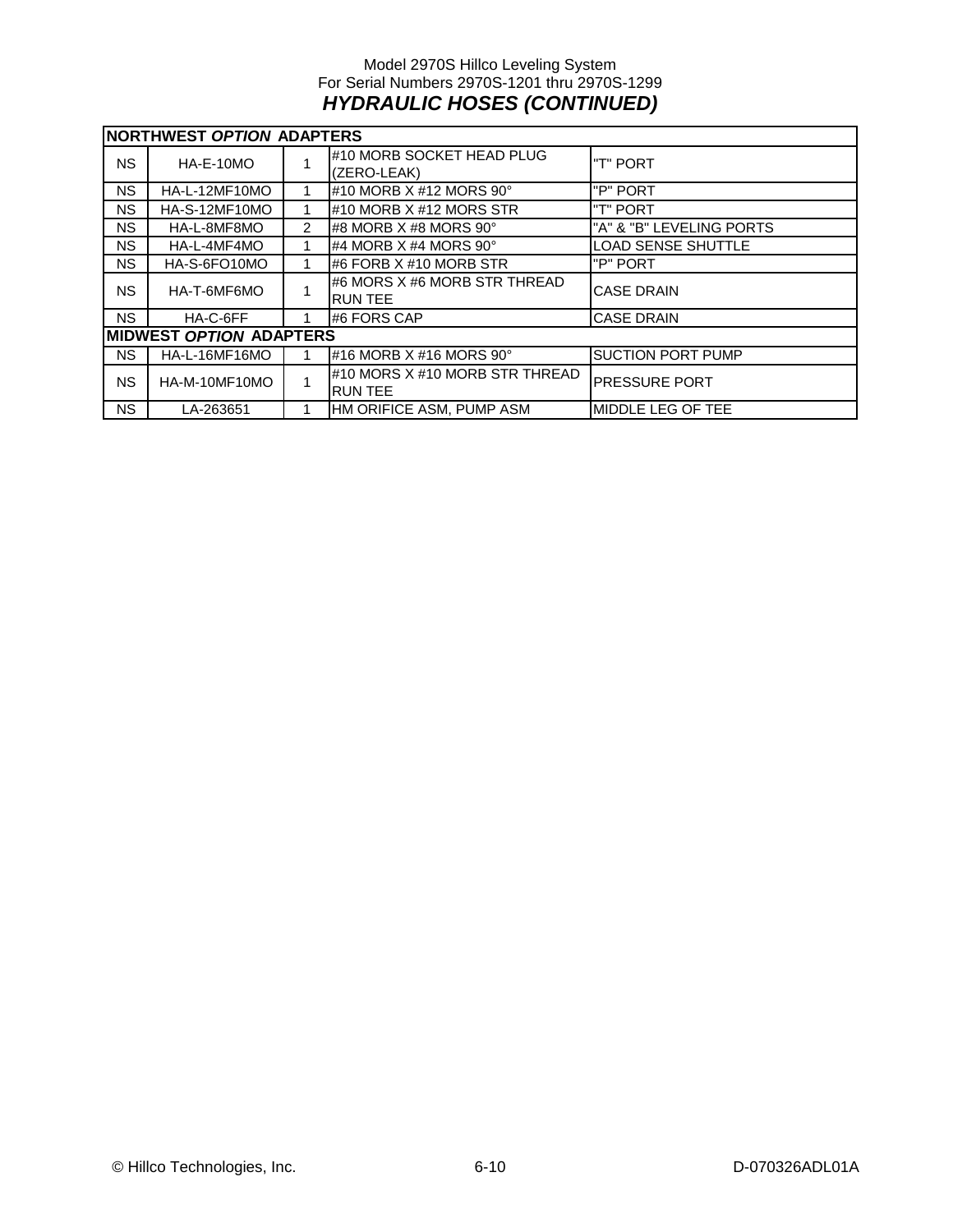Model 2970S Hillco Leveling System
For Serial Numbers 2970S-1201 thru 2970S-1299

## *HYDRAULIC HOSES (CONTINUED)*

| **NORTHWEST *OPTION* ADAPTERS** | | | | |
|---|---|---|---|---|
| NS | HA-E-10MO | 1 | #10 MORB SOCKET HEAD PLUG (ZERO-LEAK) | "T" PORT |
| NS | HA-L-12MF10MO | 1 | #10 MORB X #12 MORS 90° | "P" PORT |
| NS | HA-S-12MF10MO | 1 | #10 MORB X #12 MORS STR | "T" PORT |
| NS | HA-L-8MF8MO | 2 | #8 MORB X #8 MORS 90° | "A" & "B" LEVELING PORTS |
| NS | HA-L-4MF4MO | 1 | #4 MORB X #4 MORS 90° | LOAD SENSE SHUTTLE |
| NS | HA-S-6FO10MO | 1 | #6 FORB X #10 MORB STR | "P" PORT |
| NS | HA-T-6MF6MO | 1 | #6 MORS X #6 MORB STR THREAD RUN TEE | CASE DRAIN |
| NS | HA-C-6FF | 1 | #6 FORS CAP | CASE DRAIN |
| **MIDWEST *OPTION* ADAPTERS** | | | | |
| NS | HA-L-16MF16MO | 1 | #16 MORB X #16 MORS 90° | SUCTION PORT PUMP |
| NS | HA-M-10MF10MO | 1 | #10 MORS X #10 MORB STR THREAD RUN TEE | PRESSURE PORT |
| NS | LA-263651 | 1 | HM ORIFICE ASM, PUMP ASM | MIDDLE LEG OF TEE |

© Hillco Technologies, Inc. D-070326ADL01A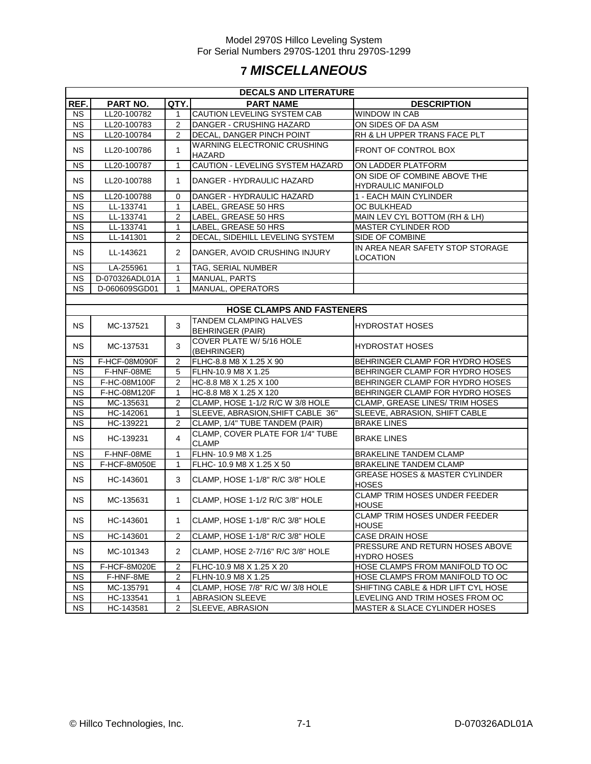# 7 MISCELLANEOUS

| DECALS AND LITERATURE | | | | |
|---|---|---|---|---|
| REF. | PART NO. | QTY. | PART NAME | DESCRIPTION |
| NS | LL20-100782 | 1 | CAUTION LEVELING SYSTEM CAB | WINDOW IN CAB |
| NS | LL20-100783 | 2 | DANGER - CRUSHING HAZARD | ON SIDES OF DA ASM |
| NS | LL20-100784 | 2 | DECAL, DANGER PINCH POINT | RH & LH UPPER TRANS FACE PLT |
| NS | LL20-100786 | 1 | WARNING ELECTRONIC CRUSHING HAZARD | FRONT OF CONTROL BOX |
| NS | LL20-100787 | 1 | CAUTION - LEVELING SYSTEM HAZARD | ON LADDER PLATFORM |
| NS | LL20-100788 | 1 | DANGER - HYDRAULIC HAZARD | ON SIDE OF COMBINE ABOVE THE HYDRAULIC MANIFOLD |
| NS | LL20-100788 | 0 | DANGER - HYDRAULIC HAZARD | 1 - EACH MAIN CYLINDER |
| NS | LL-133741 | 1 | LABEL, GREASE 50 HRS | OC BULKHEAD |
| NS | LL-133741 | 2 | LABEL, GREASE 50 HRS | MAIN LEV CYL BOTTOM (RH & LH) |
| NS | LL-133741 | 1 | LABEL, GREASE 50 HRS | MASTER CYLINDER ROD |
| NS | LL-141301 | 2 | DECAL, SIDEHILL LEVELING SYSTEM | SIDE OF COMBINE |
| NS | LL-143621 | 2 | DANGER, AVOID CRUSHING INJURY | IN AREA NEAR SAFETY STOP STORAGE LOCATION |
| NS | LA-255961 | 1 | TAG, SERIAL NUMBER | |
| NS | D-070326ADL01A | 1 | MANUAL, PARTS | |
| NS | D-060609SGD01 | 1 | MANUAL, OPERATORS | |

| HOSE CLAMPS AND FASTENERS | | | | |
|---|---|---|---|---|
| NS | MC-137521 | 3 | TANDEM CLAMPING HALVES BEHRINGER (PAIR) | HYDROSTAT HOSES |
| NS | MC-137531 | 3 | COVER PLATE W/ 5/16 HOLE (BEHRINGER) | HYDROSTAT HOSES |
| NS | F-HCF-08M090F | 2 | FLHC-8.8 M8 X 1.25 X 90 | BEHRINGER CLAMP FOR HYDRO HOSES |
| NS | F-HNF-08ME | 5 | FLHN-10.9 M8 X 1.25 | BEHRINGER CLAMP FOR HYDRO HOSES |
| NS | F-HC-08M100F | 2 | HC-8.8 M8 X 1.25 X 100 | BEHRINGER CLAMP FOR HYDRO HOSES |
| NS | F-HC-08M120F | 1 | HC-8.8 M8 X 1.25 X 120 | BEHRINGER CLAMP FOR HYDRO HOSES |
| NS | MC-135631 | 2 | CLAMP, HOSE 1-1/2 R/C W 3/8 HOLE | CLAMP, GREASE LINES/ TRIM HOSES |
| NS | HC-142061 | 1 | SLEEVE, ABRASION,SHIFT CABLE 36" | SLEEVE, ABRASION, SHIFT CABLE |
| NS | HC-139221 | 2 | CLAMP, 1/4" TUBE TANDEM (PAIR) | BRAKE LINES |
| NS | HC-139231 | 4 | CLAMP, COVER PLATE FOR 1/4" TUBE CLAMP | BRAKE LINES |
| NS | F-HNF-08ME | 1 | FLHN- 10.9 M8 X 1.25 | BRAKELINE TANDEM CLAMP |
| NS | F-HCF-8M050E | 1 | FLHC- 10.9 M8 X 1.25 X 50 | BRAKELINE TANDEM CLAMP |
| NS | HC-143601 | 3 | CLAMP, HOSE 1-1/8" R/C 3/8" HOLE | GREASE HOSES & MASTER CYLINDER HOSES |
| NS | MC-135631 | 1 | CLAMP, HOSE 1-1/2 R/C 3/8" HOLE | CLAMP TRIM HOSES UNDER FEEDER HOUSE |
| NS | HC-143601 | 1 | CLAMP, HOSE 1-1/8" R/C 3/8" HOLE | CLAMP TRIM HOSES UNDER FEEDER HOUSE |
| NS | HC-143601 | 2 | CLAMP, HOSE 1-1/8" R/C 3/8" HOLE | CASE DRAIN HOSE |
| NS | MC-101343 | 2 | CLAMP, HOSE 2-7/16" R/C 3/8" HOLE | PRESSURE AND RETURN HOSES ABOVE HYDRO HOSES |
| NS | F-HCF-8M020E | 2 | FLHC-10.9 M8 X 1.25 X 20 | HOSE CLAMPS FROM MANIFOLD TO OC |
| NS | F-HNF-8ME | 2 | FLHN-10.9 M8 X 1.25 | HOSE CLAMPS FROM MANIFOLD TO OC |
| NS | MC-135791 | 4 | CLAMP, HOSE 7/8" R/C W/ 3/8 HOLE | SHIFTING CABLE & HDR LIFT CYL HOSE |
| NS | HC-133541 | 1 | ABRASION SLEEVE | LEVELING AND TRIM HOSES FROM OC |
| NS | HC-143581 | 2 | SLEEVE, ABRASION | MASTER & SLACE CYLINDER HOSES |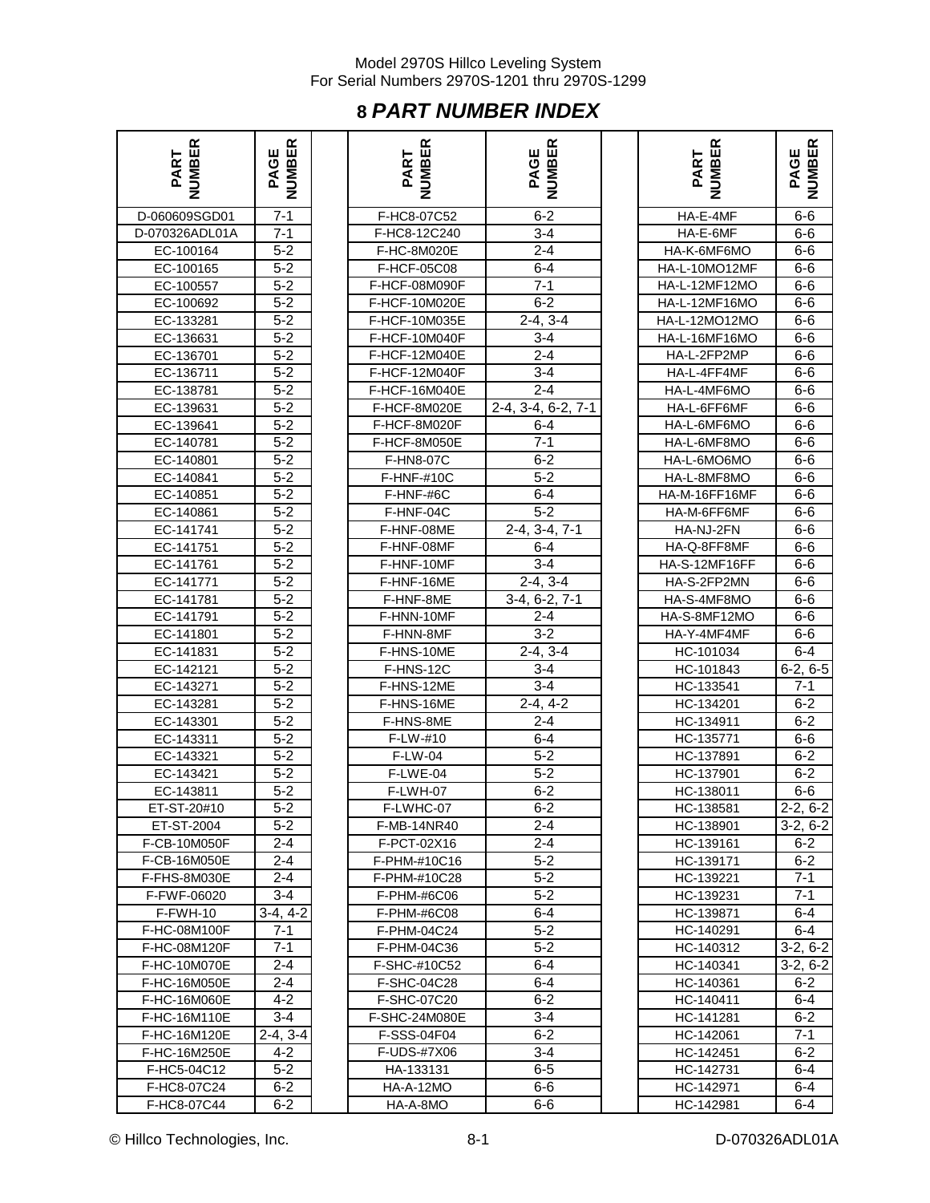# 8 PART NUMBER INDEX

| PART NUMBER | PAGE NUMBER | | PART NUMBER | PAGE NUMBER | | PART NUMBER | PAGE NUMBER |
|---|---|---|---|---|---|---|---|
| D-060609SGD01 | 7-1 | | F-HC8-07C52 | 6-2 | | HA-E-4MF | 6-6 |
| D-070326ADL01A | 7-1 | | F-HC8-12C240 | 3-4 | | HA-E-6MF | 6-6 |
| EC-100164 | 5-2 | | F-HC-8M020E | 2-4 | | HA-K-6MF6MO | 6-6 |
| EC-100165 | 5-2 | | F-HCF-05C08 | 6-4 | | HA-L-10MO12MF | 6-6 |
| EC-100557 | 5-2 | | F-HCF-08M090F | 7-1 | | HA-L-12MF12MO | 6-6 |
| EC-100692 | 5-2 | | F-HCF-10M020E | 6-2 | | HA-L-12MF16MO | 6-6 |
| EC-133281 | 5-2 | | F-HCF-10M035E | 2-4, 3-4 | | HA-L-12MO12MO | 6-6 |
| EC-136631 | 5-2 | | F-HCF-10M040F | 3-4 | | HA-L-16MF16MO | 6-6 |
| EC-136701 | 5-2 | | F-HCF-12M040E | 2-4 | | HA-L-2FP2MP | 6-6 |
| EC-136711 | 5-2 | | F-HCF-12M040F | 3-4 | | HA-L-4FF4MF | 6-6 |
| EC-138781 | 5-2 | | F-HCF-16M040E | 2-4 | | HA-L-4MF6MO | 6-6 |
| EC-139631 | 5-2 | | F-HCF-8M020E | 2-4, 3-4, 6-2, 7-1 | | HA-L-6FF6MF | 6-6 |
| EC-139641 | 5-2 | | F-HCF-8M020F | 6-4 | | HA-L-6MF6MO | 6-6 |
| EC-140781 | 5-2 | | F-HCF-8M050E | 7-1 | | HA-L-6MF8MO | 6-6 |
| EC-140801 | 5-2 | | F-HN8-07C | 6-2 | | HA-L-6MO6MO | 6-6 |
| EC-140841 | 5-2 | | F-HNF-#10C | 5-2 | | HA-L-8MF8MO | 6-6 |
| EC-140851 | 5-2 | | F-HNF-#6C | 6-4 | | HA-M-16FF16MF | 6-6 |
| EC-140861 | 5-2 | | F-HNF-04C | 5-2 | | HA-M-6FF6MF | 6-6 |
| EC-141741 | 5-2 | | F-HNF-08ME | 2-4, 3-4, 7-1 | | HA-NJ-2FN | 6-6 |
| EC-141751 | 5-2 | | F-HNF-08MF | 6-4 | | HA-Q-8FF8MF | 6-6 |
| EC-141761 | 5-2 | | F-HNF-10MF | 3-4 | | HA-S-12MF16FF | 6-6 |
| EC-141771 | 5-2 | | F-HNF-16ME | 2-4, 3-4 | | HA-S-2FP2MN | 6-6 |
| EC-141781 | 5-2 | | F-HNF-8ME | 3-4, 6-2, 7-1 | | HA-S-4MF8MO | 6-6 |
| EC-141791 | 5-2 | | F-HNN-10MF | 2-4 | | HA-S-8MF12MO | 6-6 |
| EC-141801 | 5-2 | | F-HNN-8MF | 3-2 | | HA-Y-4MF4MF | 6-6 |
| EC-141831 | 5-2 | | F-HNS-10ME | 2-4, 3-4 | | HC-101034 | 6-4 |
| EC-142121 | 5-2 | | F-HNS-12C | 3-4 | | HC-101843 | 6-2, 6-5 |
| EC-143271 | 5-2 | | F-HNS-12ME | 3-4 | | HC-133541 | 7-1 |
| EC-143281 | 5-2 | | F-HNS-16ME | 2-4, 4-2 | | HC-134201 | 6-2 |
| EC-143301 | 5-2 | | F-HNS-8ME | 2-4 | | HC-134911 | 6-2 |
| EC-143311 | 5-2 | | F-LW-#10 | 6-4 | | HC-135771 | 6-6 |
| EC-143321 | 5-2 | | F-LW-04 | 5-2 | | HC-137891 | 6-2 |
| EC-143421 | 5-2 | | F-LWE-04 | 5-2 | | HC-137901 | 6-2 |
| EC-143811 | 5-2 | | F-LWH-07 | 6-2 | | HC-138011 | 6-6 |
| ET-ST-20#10 | 5-2 | | F-LWHC-07 | 6-2 | | HC-138581 | 2-2, 6-2 |
| ET-ST-2004 | 5-2 | | F-MB-14NR40 | 2-4 | | HC-138901 | 3-2, 6-2 |
| F-CB-10M050F | 2-4 | | F-PCT-02X16 | 2-4 | | HC-139161 | 6-2 |
| F-CB-16M050E | 2-4 | | F-PHM-#10C16 | 5-2 | | HC-139171 | 6-2 |
| F-FHS-8M030E | 2-4 | | F-PHM-#10C28 | 5-2 | | HC-139221 | 7-1 |
| F-FWF-06020 | 3-4 | | F-PHM-#6C06 | 5-2 | | HC-139231 | 7-1 |
| F-FWH-10 | 3-4, 4-2 | | F-PHM-#6C08 | 6-4 | | HC-139871 | 6-4 |
| F-HC-08M100F | 7-1 | | F-PHM-04C24 | 5-2 | | HC-140291 | 6-4 |
| F-HC-08M120F | 7-1 | | F-PHM-04C36 | 5-2 | | HC-140312 | 3-2, 6-2 |
| F-HC-10M070E | 2-4 | | F-SHC-#10C52 | 6-4 | | HC-140341 | 3-2, 6-2 |
| F-HC-16M050E | 2-4 | | F-SHC-04C28 | 6-4 | | HC-140361 | 6-2 |
| F-HC-16M060E | 4-2 | | F-SHC-07C20 | 6-2 | | HC-140411 | 6-4 |
| F-HC-16M110E | 3-4 | | F-SHC-24M080E | 3-4 | | HC-141281 | 6-2 |
| F-HC-16M120E | 2-4, 3-4 | | F-SSS-04F04 | 6-2 | | HC-142061 | 7-1 |
| F-HC-16M250E | 4-2 | | F-UDS-#7X06 | 3-4 | | HC-142451 | 6-2 |
| F-HC5-04C12 | 5-2 | | HA-133131 | 6-5 | | HC-142731 | 6-4 |
| F-HC8-07C24 | 6-2 | | HA-A-12MO | 6-6 | | HC-142971 | 6-4 |
| F-HC8-07C44 | 6-2 | | HA-A-8MO | 6-6 | | HC-142981 | 6-4 |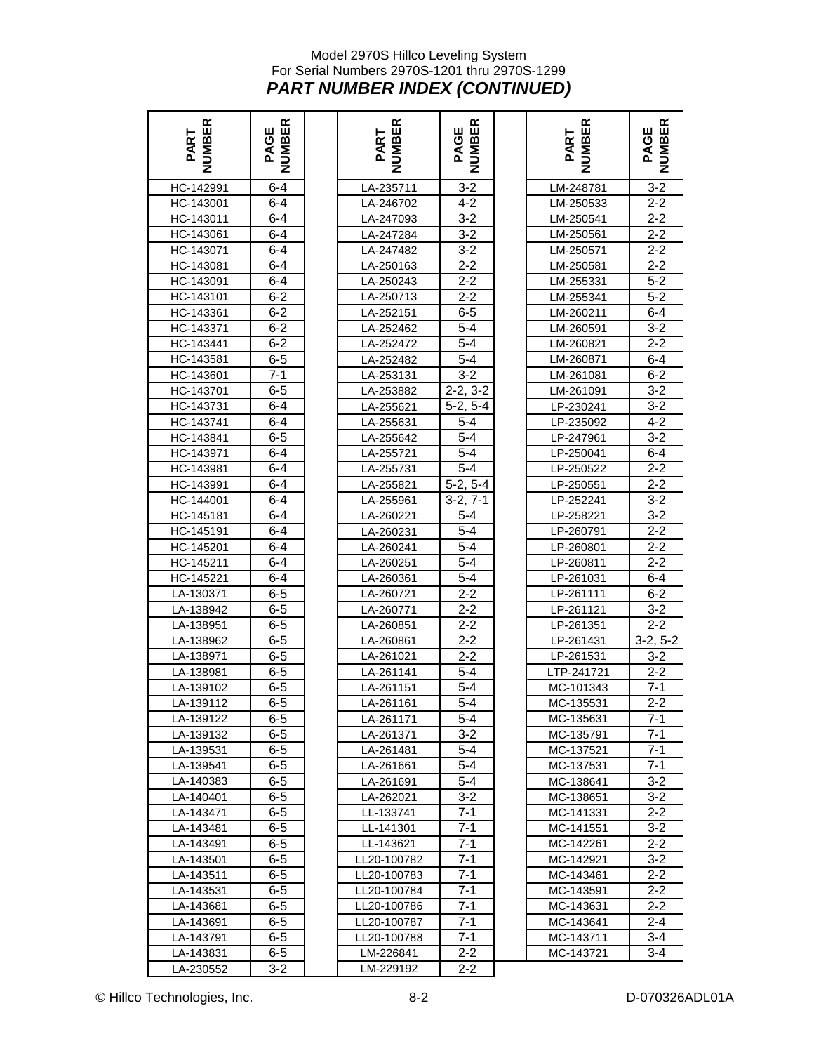Model 2970S Hillco Leveling System
For Serial Numbers 2970S-1201 thru 2970S-1299

## *PART NUMBER INDEX (CONTINUED)*

| PART NUMBER | PAGE NUMBER |
|---|---|
| HC-142991 | 6-4 |
| HC-143001 | 6-4 |
| HC-143011 | 6-4 |
| HC-143061 | 6-4 |
| HC-143071 | 6-4 |
| HC-143081 | 6-4 |
| HC-143091 | 6-4 |
| HC-143101 | 6-2 |
| HC-143361 | 6-2 |
| HC-143371 | 6-2 |
| HC-143441 | 6-2 |
| HC-143581 | 6-5 |
| HC-143601 | 7-1 |
| HC-143701 | 6-5 |
| HC-143731 | 6-4 |
| HC-143741 | 6-4 |
| HC-143841 | 6-5 |
| HC-143971 | 6-4 |
| HC-143981 | 6-4 |
| HC-143991 | 6-4 |
| HC-144001 | 6-4 |
| HC-145181 | 6-4 |
| HC-145191 | 6-4 |
| HC-145201 | 6-4 |
| HC-145211 | 6-4 |
| HC-145221 | 6-4 |
| LA-130371 | 6-5 |
| LA-138942 | 6-5 |
| LA-138951 | 6-5 |
| LA-138962 | 6-5 |
| LA-138971 | 6-5 |
| LA-138981 | 6-5 |
| LA-139102 | 6-5 |
| LA-139112 | 6-5 |
| LA-139122 | 6-5 |
| LA-139132 | 6-5 |
| LA-139531 | 6-5 |
| LA-139541 | 6-5 |
| LA-140383 | 6-5 |
| LA-140401 | 6-5 |
| LA-143471 | 6-5 |
| LA-143481 | 6-5 |
| LA-143491 | 6-5 |
| LA-143501 | 6-5 |
| LA-143511 | 6-5 |
| LA-143531 | 6-5 |
| LA-143681 | 6-5 |
| LA-143691 | 6-5 |
| LA-143791 | 6-5 |
| LA-143831 | 6-5 |
| LA-230552 | 3-2 |
| LA-235711 | 3-2 |
| LA-246702 | 4-2 |
| LA-247093 | 3-2 |
| LA-247284 | 3-2 |
| LA-247482 | 3-2 |
| LA-250163 | 2-2 |
| LA-250243 | 2-2 |
| LA-250713 | 2-2 |
| LA-252151 | 6-5 |
| LA-252462 | 5-4 |
| LA-252472 | 5-4 |
| LA-252482 | 5-4 |
| LA-253131 | 3-2 |
| LA-253882 | 2-2, 3-2 |
| LA-255621 | 5-2, 5-4 |
| LA-255631 | 5-4 |
| LA-255642 | 5-4 |
| LA-255721 | 5-4 |
| LA-255731 | 5-4 |
| LA-255821 | 5-2, 5-4 |
| LA-255961 | 3-2, 7-1 |
| LA-260221 | 5-4 |
| LA-260231 | 5-4 |
| LA-260241 | 5-4 |
| LA-260251 | 5-4 |
| LA-260361 | 5-4 |
| LA-260721 | 2-2 |
| LA-260771 | 2-2 |
| LA-260851 | 2-2 |
| LA-260861 | 2-2 |
| LA-261021 | 2-2 |
| LA-261141 | 5-4 |
| LA-261151 | 5-4 |
| LA-261161 | 5-4 |
| LA-261171 | 5-4 |
| LA-261371 | 3-2 |
| LA-261481 | 5-4 |
| LA-261661 | 5-4 |
| LA-261691 | 5-4 |
| LA-262021 | 3-2 |
| LL-133741 | 7-1 |
| LL-141301 | 7-1 |
| LL-143621 | 7-1 |
| LL20-100782 | 7-1 |
| LL20-100783 | 7-1 |
| LL20-100784 | 7-1 |
| LL20-100786 | 7-1 |
| LL20-100787 | 7-1 |
| LL20-100788 | 7-1 |
| LM-226841 | 2-2 |
| LM-229192 | 2-2 |
| LM-248781 | 3-2 |
| LM-250533 | 2-2 |
| LM-250541 | 2-2 |
| LM-250561 | 2-2 |
| LM-250571 | 2-2 |
| LM-250581 | 2-2 |
| LM-255331 | 5-2 |
| LM-255341 | 5-2 |
| LM-260211 | 6-4 |
| LM-260591 | 3-2 |
| LM-260821 | 2-2 |
| LM-260871 | 6-4 |
| LM-261081 | 6-2 |
| LM-261091 | 3-2 |
| LP-230241 | 3-2 |
| LP-235092 | 4-2 |
| LP-247961 | 3-2 |
| LP-250041 | 6-4 |
| LP-250522 | 2-2 |
| LP-250551 | 2-2 |
| LP-252241 | 3-2 |
| LP-258221 | 3-2 |
| LP-260791 | 2-2 |
| LP-260801 | 2-2 |
| LP-260811 | 2-2 |
| LP-261031 | 6-4 |
| LP-261111 | 6-2 |
| LP-261121 | 3-2 |
| LP-261351 | 2-2 |
| LP-261431 | 3-2, 5-2 |
| LP-261531 | 3-2 |
| LTP-241721 | 2-2 |
| MC-101343 | 7-1 |
| MC-135531 | 2-2 |
| MC-135631 | 7-1 |
| MC-135791 | 7-1 |
| MC-137521 | 7-1 |
| MC-137531 | 7-1 |
| MC-138641 | 3-2 |
| MC-138651 | 3-2 |
| MC-141331 | 2-2 |
| MC-141551 | 3-2 |
| MC-142261 | 2-2 |
| MC-142921 | 3-2 |
| MC-143461 | 2-2 |
| MC-143591 | 2-2 |
| MC-143631 | 2-2 |
| MC-143641 | 2-4 |
| MC-143711 | 3-4 |
| MC-143721 | 3-4 |